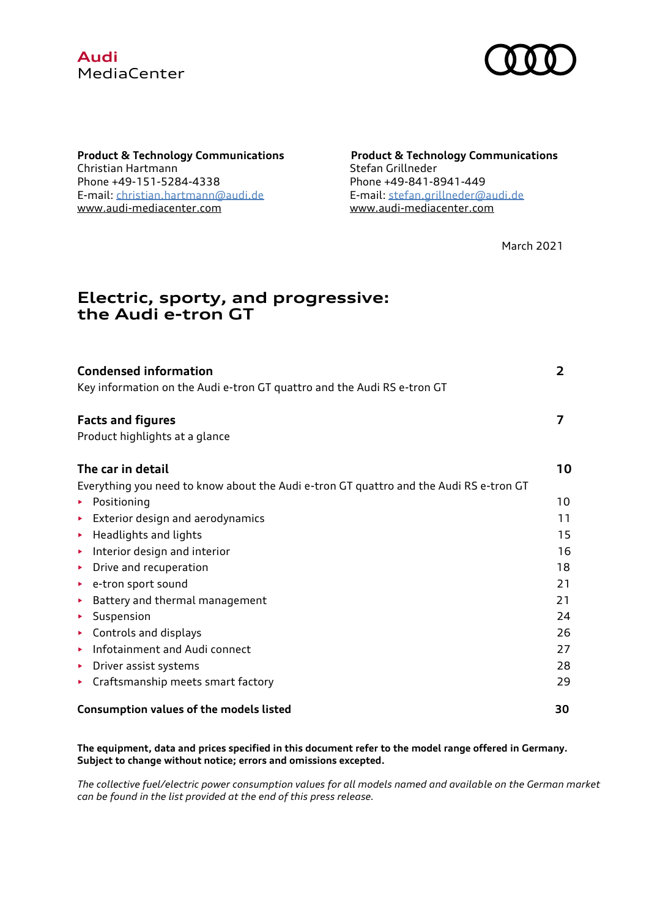**Audi**
MediaCenter

**Product & Technology Communications**
Christian Hartmann
Phone +49-151-5284-4338
E-mail: christian.hartmann@audi.de
www.audi-mediacenter.com

**Product & Technology Communications**
Stefan Grillneder
Phone +49-841-8941-449
E-mail: stefan.grillneder@audi.de
www.audi-mediacenter.com

March 2021

# Electric, sporty, and progressive: the Audi e-tron GT

| | |
|---|---|
| **Condensed information** | **2** |
| Key information on the Audi e-tron GT quattro and the Audi RS e-tron GT | |
| **Facts and figures** | **7** |
| Product highlights at a glance | |
| **The car in detail** | **10** |
| Everything you need to know about the Audi e-tron GT quattro and the Audi RS e-tron GT | |
| ▸ Positioning | 10 |
| ▸ Exterior design and aerodynamics | 11 |
| ▸ Headlights and lights | 15 |
| ▸ Interior design and interior | 16 |
| ▸ Drive and recuperation | 18 |
| ▸ e-tron sport sound | 21 |
| ▸ Battery and thermal management | 21 |
| ▸ Suspension | 24 |
| ▸ Controls and displays | 26 |
| ▸ Infotainment and Audi connect | 27 |
| ▸ Driver assist systems | 28 |
| ▸ Craftsmanship meets smart factory | 29 |
| **Consumption values of the models listed** | **30** |

**The equipment, data and prices specified in this document refer to the model range offered in Germany. Subject to change without notice; errors and omissions excepted.**

*The collective fuel/electric power consumption values for all models named and available on the German market can be found in the list provided at the end of this press release.*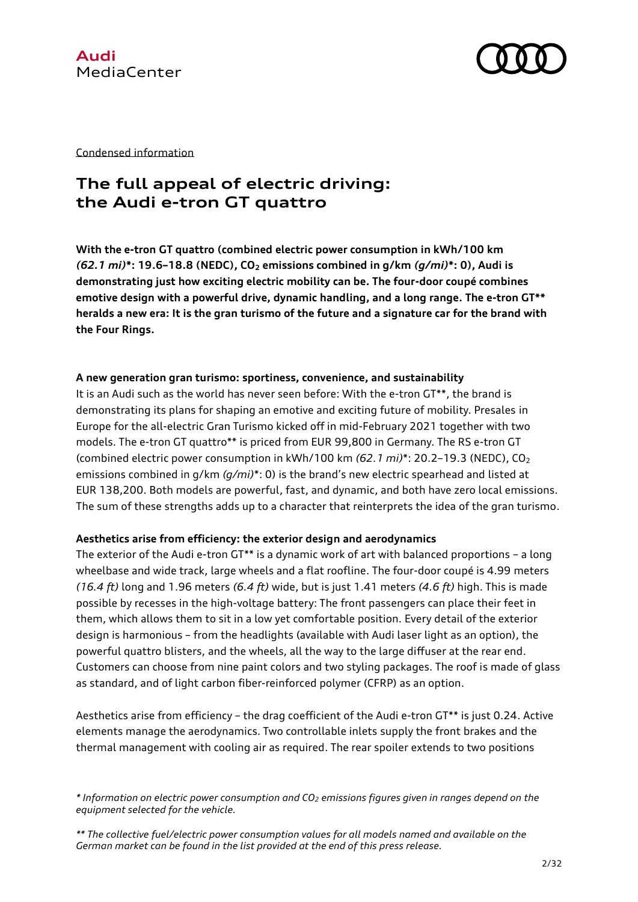Condensed information

# The full appeal of electric driving: the Audi e-tron GT quattro

**With the e-tron GT quattro (combined electric power consumption in kWh/100 km *(62.1 mi)*\*: 19.6–18.8 (NEDC), $CO_2$ emissions combined in g/km *(g/mi)*\*: 0), Audi is demonstrating just how exciting electric mobility can be. The four-door coupé combines emotive design with a powerful drive, dynamic handling, and a long range. The e-tron GT\*\* heralds a new era: It is the gran turismo of the future and a signature car for the brand with the Four Rings.**

**A new generation gran turismo: sportiness, convenience, and sustainability**

It is an Audi such as the world has never seen before: With the e-tron GT**, the brand is demonstrating its plans for shaping an emotive and exciting future of mobility. Presales in Europe for the all-electric Gran Turismo kicked off in mid-February 2021 together with two models. The e-tron GT quattro** is priced from EUR 99,800 in Germany. The RS e-tron GT (combined electric power consumption in kWh/100 km *(62.1 mi)**: 20.2–19.3 (NEDC), $CO_2$ emissions combined in g/km *(g/mi)**: 0) is the brand's new electric spearhead and listed at EUR 138,200. Both models are powerful, fast, and dynamic, and both have zero local emissions. The sum of these strengths adds up to a character that reinterprets the idea of the gran turismo.

**Aesthetics arise from efficiency: the exterior design and aerodynamics**

The exterior of the Audi e-tron GT** is a dynamic work of art with balanced proportions – a long wheelbase and wide track, large wheels and a flat roofline. The four-door coupé is 4.99 meters *(16.4 ft)* long and 1.96 meters *(6.4 ft)* wide, but is just 1.41 meters *(4.6 ft)* high. This is made possible by recesses in the high-voltage battery: The front passengers can place their feet in them, which allows them to sit in a low yet comfortable position. Every detail of the exterior design is harmonious – from the headlights (available with Audi laser light as an option), the powerful quattro blisters, and the wheels, all the way to the large diffuser at the rear end. Customers can choose from nine paint colors and two styling packages. The roof is made of glass as standard, and of light carbon fiber-reinforced polymer (CFRP) as an option.

Aesthetics arise from efficiency – the drag coefficient of the Audi e-tron GT** is just 0.24. Active elements manage the aerodynamics. Two controllable inlets supply the front brakes and the thermal management with cooling air as required. The rear spoiler extends to two positions

*\* Information on electric power consumption and $CO_2$ emissions figures given in ranges depend on the equipment selected for the vehicle.*

*\*\* The collective fuel/electric power consumption values for all models named and available on the German market can be found in the list provided at the end of this press release.*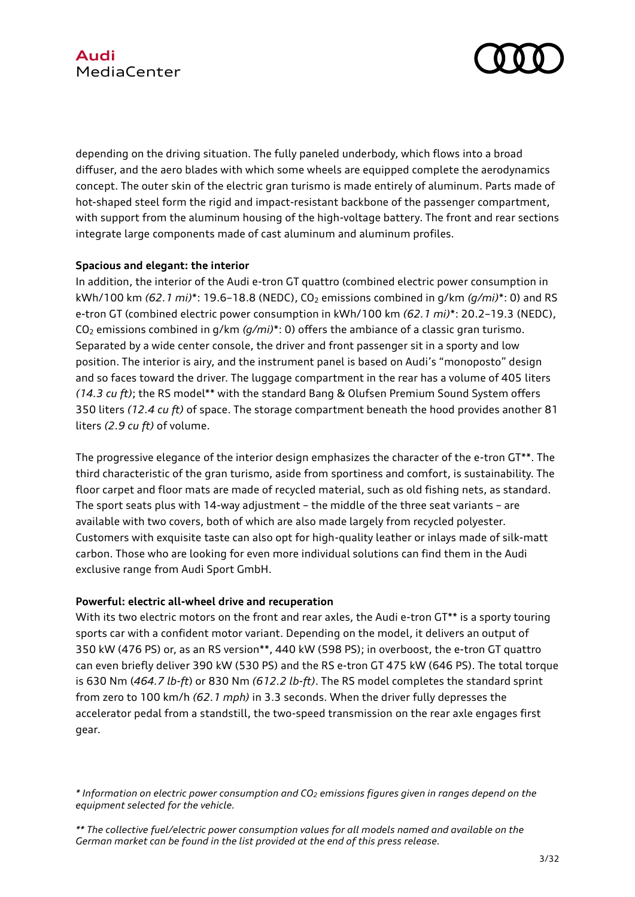depending on the driving situation. The fully paneled underbody, which flows into a broad diffuser, and the aero blades with which some wheels are equipped complete the aerodynamics concept. The outer skin of the electric gran turismo is made entirely of aluminum. Parts made of hot-shaped steel form the rigid and impact-resistant backbone of the passenger compartment, with support from the aluminum housing of the high-voltage battery. The front and rear sections integrate large components made of cast aluminum and aluminum profiles.

**Spacious and elegant: the interior**

In addition, the interior of the Audi e-tron GT quattro (combined electric power consumption in kWh/100 km *(62.1 mi)**: 19.6–18.8 (NEDC), $CO_2$ emissions combined in g/km *(g/mi)**: 0) and RS e-tron GT (combined electric power consumption in kWh/100 km *(62.1 mi)**: 20.2–19.3 (NEDC), $CO_2$ emissions combined in g/km *(g/mi)**: 0) offers the ambiance of a classic gran turismo. Separated by a wide center console, the driver and front passenger sit in a sporty and low position. The interior is airy, and the instrument panel is based on Audi's "monoposto" design and so faces toward the driver. The luggage compartment in the rear has a volume of 405 liters *(14.3 cu ft)*; the RS model** with the standard Bang & Olufsen Premium Sound System offers 350 liters *(12.4 cu ft)* of space. The storage compartment beneath the hood provides another 81 liters *(2.9 cu ft)* of volume.

The progressive elegance of the interior design emphasizes the character of the e-tron GT**. The third characteristic of the gran turismo, aside from sportiness and comfort, is sustainability. The floor carpet and floor mats are made of recycled material, such as old fishing nets, as standard. The sport seats plus with 14-way adjustment – the middle of the three seat variants – are available with two covers, both of which are also made largely from recycled polyester. Customers with exquisite taste can also opt for high-quality leather or inlays made of silk-matt carbon. Those who are looking for even more individual solutions can find them in the Audi exclusive range from Audi Sport GmbH.

**Powerful: electric all-wheel drive and recuperation**

With its two electric motors on the front and rear axles, the Audi e-tron GT** is a sporty touring sports car with a confident motor variant. Depending on the model, it delivers an output of 350 kW (476 PS) or, as an RS version**, 440 kW (598 PS); in overboost, the e-tron GT quattro can even briefly deliver 390 kW (530 PS) and the RS e-tron GT 475 kW (646 PS). The total torque is 630 Nm (*464.7 lb-ft*) or 830 Nm *(612.2 lb-ft)*. The RS model completes the standard sprint from zero to 100 km/h *(62.1 mph)* in 3.3 seconds. When the driver fully depresses the accelerator pedal from a standstill, the two-speed transmission on the rear axle engages first gear.

*\* Information on electric power consumption and $CO_2$ emissions figures given in ranges depend on the equipment selected for the vehicle.*

*\*\* The collective fuel/electric power consumption values for all models named and available on the German market can be found in the list provided at the end of this press release.*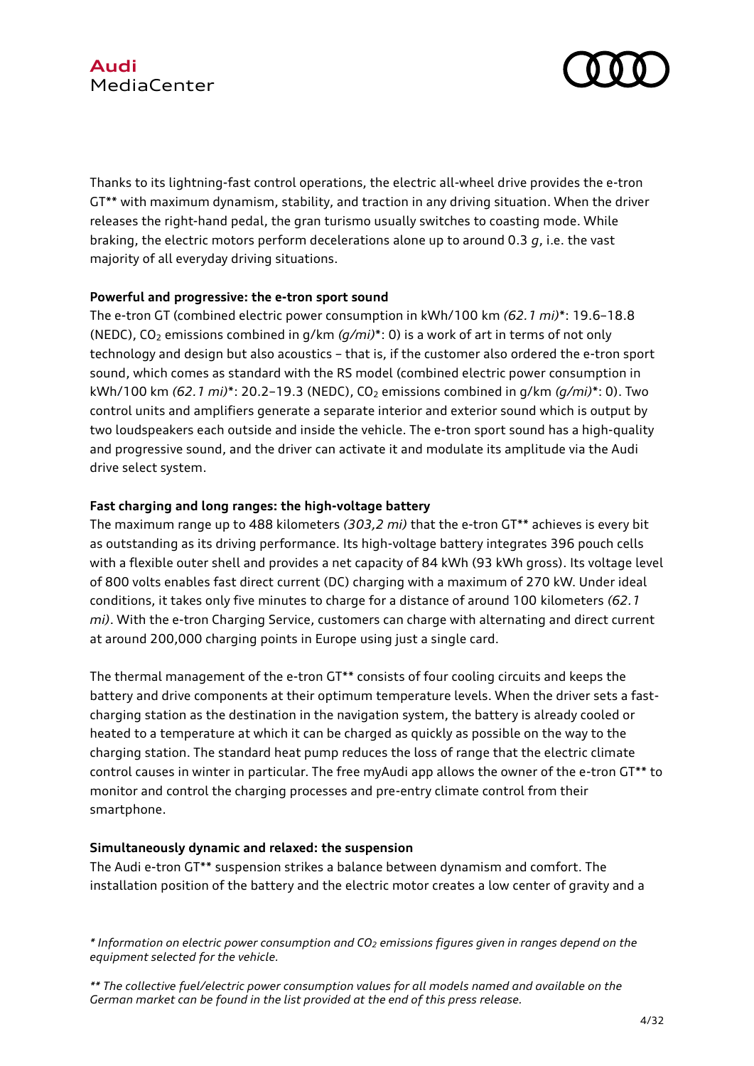Thanks to its lightning-fast control operations, the electric all-wheel drive provides the e-tron GT** with maximum dynamism, stability, and traction in any driving situation. When the driver releases the right-hand pedal, the gran turismo usually switches to coasting mode. While braking, the electric motors perform decelerations alone up to around 0.3 *g*, i.e. the vast majority of all everyday driving situations.

**Powerful and progressive: the e-tron sport sound**

The e-tron GT (combined electric power consumption in kWh/100 km *(62.1 mi)**: 19.6–18.8 (NEDC), $CO_2$ emissions combined in g/km *(g/mi)**: 0) is a work of art in terms of not only technology and design but also acoustics – that is, if the customer also ordered the e-tron sport sound, which comes as standard with the RS model (combined electric power consumption in kWh/100 km *(62.1 mi)**: 20.2–19.3 (NEDC), $CO_2$ emissions combined in g/km *(g/mi)**: 0). Two control units and amplifiers generate a separate interior and exterior sound which is output by two loudspeakers each outside and inside the vehicle. The e-tron sport sound has a high-quality and progressive sound, and the driver can activate it and modulate its amplitude via the Audi drive select system.

**Fast charging and long ranges: the high-voltage battery**

The maximum range up to 488 kilometers *(303,2 mi)* that the e-tron GT** achieves is every bit as outstanding as its driving performance. Its high-voltage battery integrates 396 pouch cells with a flexible outer shell and provides a net capacity of 84 kWh (93 kWh gross). Its voltage level of 800 volts enables fast direct current (DC) charging with a maximum of 270 kW. Under ideal conditions, it takes only five minutes to charge for a distance of around 100 kilometers *(62.1 mi)*. With the e-tron Charging Service, customers can charge with alternating and direct current at around 200,000 charging points in Europe using just a single card.

The thermal management of the e-tron GT** consists of four cooling circuits and keeps the battery and drive components at their optimum temperature levels. When the driver sets a fast-charging station as the destination in the navigation system, the battery is already cooled or heated to a temperature at which it can be charged as quickly as possible on the way to the charging station. The standard heat pump reduces the loss of range that the electric climate control causes in winter in particular. The free myAudi app allows the owner of the e-tron GT** to monitor and control the charging processes and pre-entry climate control from their smartphone.

**Simultaneously dynamic and relaxed: the suspension**

The Audi e-tron GT** suspension strikes a balance between dynamism and comfort. The installation position of the battery and the electric motor creates a low center of gravity and a

*\* Information on electric power consumption and $CO_2$ emissions figures given in ranges depend on the equipment selected for the vehicle.*

*\*\* The collective fuel/electric power consumption values for all models named and available on the German market can be found in the list provided at the end of this press release.*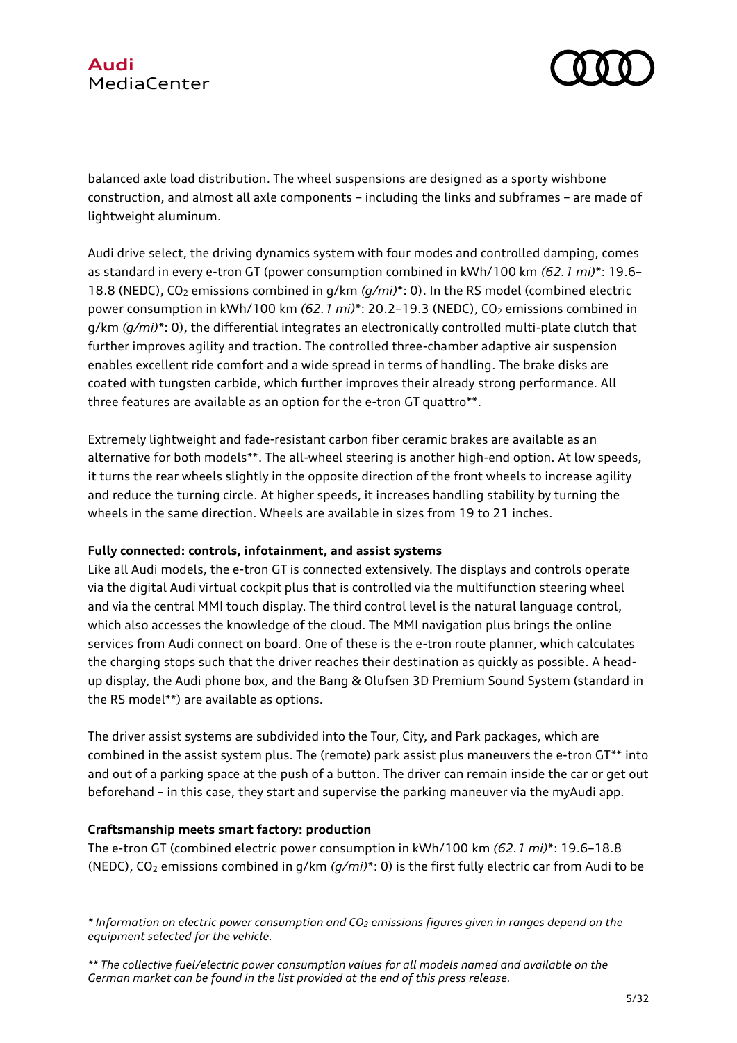balanced axle load distribution. The wheel suspensions are designed as a sporty wishbone construction, and almost all axle components – including the links and subframes – are made of lightweight aluminum.

Audi drive select, the driving dynamics system with four modes and controlled damping, comes as standard in every e-tron GT (power consumption combined in kWh/100 km *(62.1 mi)**: 19.6–18.8 (NEDC), $CO_2$ emissions combined in g/km *(g/mi)**: 0). In the RS model (combined electric power consumption in kWh/100 km *(62.1 mi)**: 20.2–19.3 (NEDC), $CO_2$ emissions combined in g/km *(g/mi)**: 0), the differential integrates an electronically controlled multi-plate clutch that further improves agility and traction. The controlled three-chamber adaptive air suspension enables excellent ride comfort and a wide spread in terms of handling. The brake disks are coated with tungsten carbide, which further improves their already strong performance. All three features are available as an option for the e-tron GT quattro**.

Extremely lightweight and fade-resistant carbon fiber ceramic brakes are available as an alternative for both models**. The all-wheel steering is another high-end option. At low speeds, it turns the rear wheels slightly in the opposite direction of the front wheels to increase agility and reduce the turning circle. At higher speeds, it increases handling stability by turning the wheels in the same direction. Wheels are available in sizes from 19 to 21 inches.

**Fully connected: controls, infotainment, and assist systems**

Like all Audi models, the e-tron GT is connected extensively. The displays and controls operate via the digital Audi virtual cockpit plus that is controlled via the multifunction steering wheel and via the central MMI touch display. The third control level is the natural language control, which also accesses the knowledge of the cloud. The MMI navigation plus brings the online services from Audi connect on board. One of these is the e-tron route planner, which calculates the charging stops such that the driver reaches their destination as quickly as possible. A head-up display, the Audi phone box, and the Bang & Olufsen 3D Premium Sound System (standard in the RS model**) are available as options.

The driver assist systems are subdivided into the Tour, City, and Park packages, which are combined in the assist system plus. The (remote) park assist plus maneuvers the e-tron GT** into and out of a parking space at the push of a button. The driver can remain inside the car or get out beforehand – in this case, they start and supervise the parking maneuver via the myAudi app.

**Craftsmanship meets smart factory: production**

The e-tron GT (combined electric power consumption in kWh/100 km *(62.1 mi)**: 19.6–18.8 (NEDC), $CO_2$ emissions combined in g/km *(g/mi)**: 0) is the first fully electric car from Audi to be

*\* Information on electric power consumption and $CO_2$ emissions figures given in ranges depend on the equipment selected for the vehicle.*

*\*\* The collective fuel/electric power consumption values for all models named and available on the German market can be found in the list provided at the end of this press release.*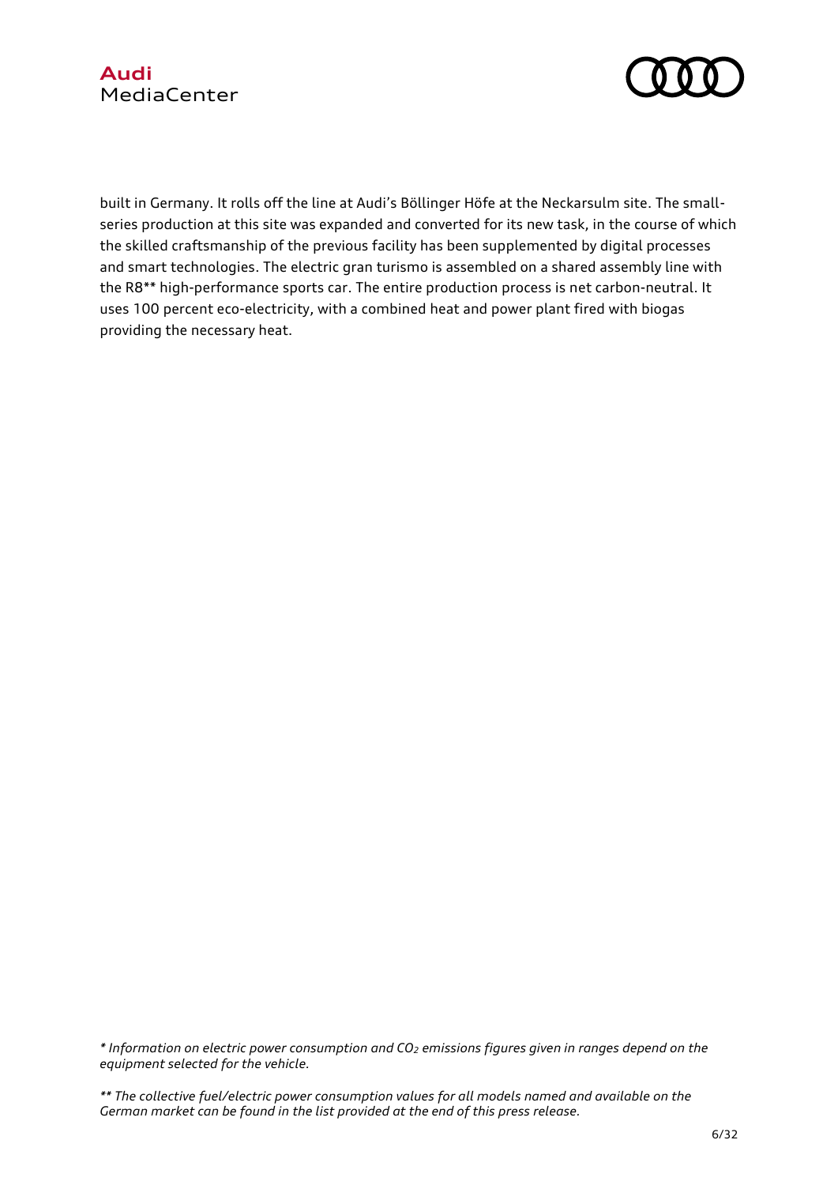built in Germany. It rolls off the line at Audi's Böllinger Höfe at the Neckarsulm site. The small-series production at this site was expanded and converted for its new task, in the course of which the skilled craftsmanship of the previous facility has been supplemented by digital processes and smart technologies. The electric gran turismo is assembled on a shared assembly line with the R8** high-performance sports car. The entire production process is net carbon-neutral. It uses 100 percent eco-electricity, with a combined heat and power plant fired with biogas providing the necessary heat.

*\* Information on electric power consumption and $CO_2$ emissions figures given in ranges depend on the equipment selected for the vehicle.*

*\*\* The collective fuel/electric power consumption values for all models named and available on the German market can be found in the list provided at the end of this press release.*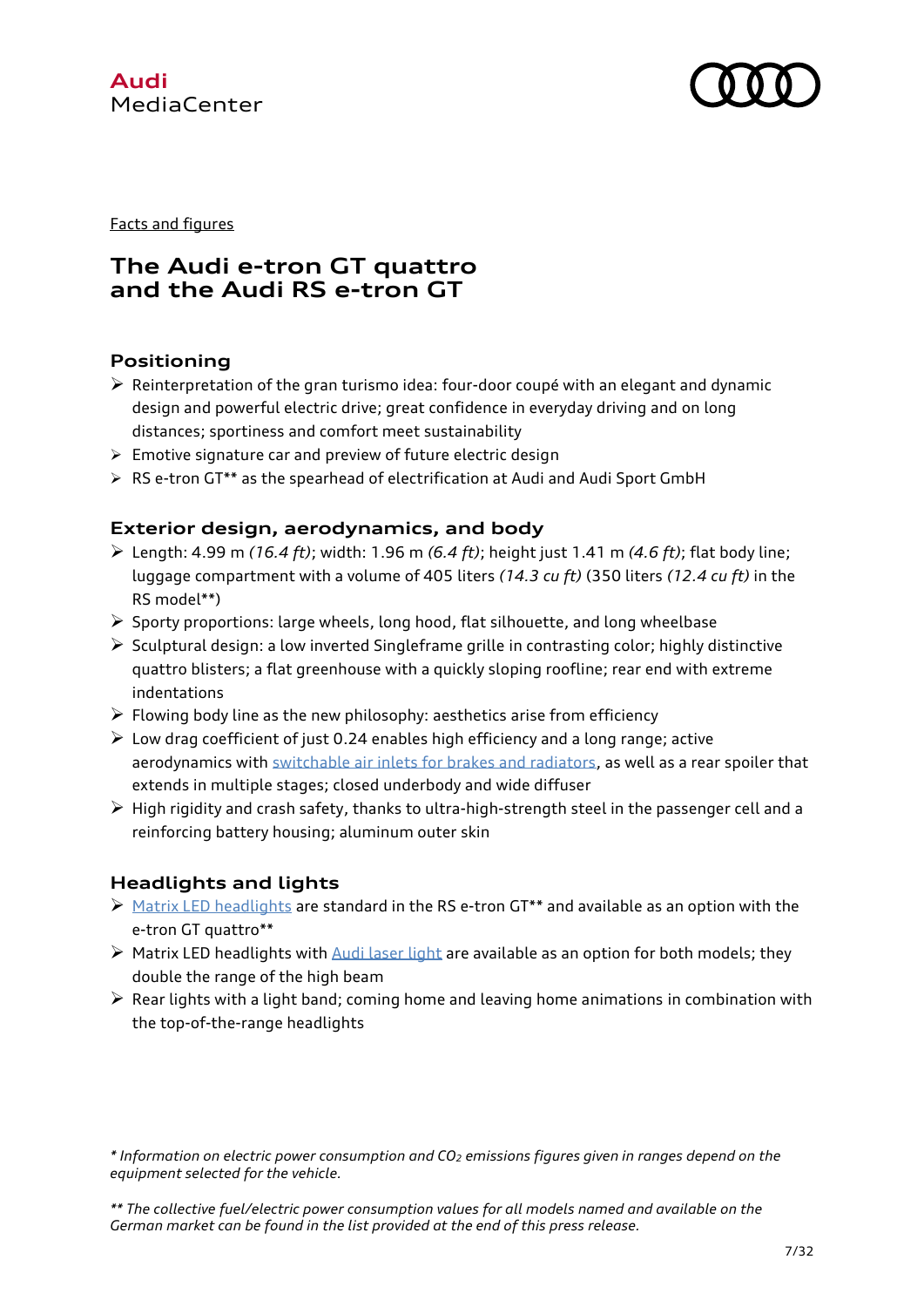Facts and figures

# The Audi e-tron GT quattro and the Audi RS e-tron GT

## Positioning

- Reinterpretation of the gran turismo idea: four-door coupé with an elegant and dynamic design and powerful electric drive; great confidence in everyday driving and on long distances; sportiness and comfort meet sustainability
- Emotive signature car and preview of future electric design
- RS e-tron GT** as the spearhead of electrification at Audi and Audi Sport GmbH

## Exterior design, aerodynamics, and body

- Length: 4.99 m *(16.4 ft)*; width: 1.96 m *(6.4 ft)*; height just 1.41 m *(4.6 ft)*; flat body line; luggage compartment with a volume of 405 liters *(14.3 cu ft)* (350 liters *(12.4 cu ft)* in the RS model**)
- Sporty proportions: large wheels, long hood, flat silhouette, and long wheelbase
- Sculptural design: a low inverted Singleframe grille in contrasting color; highly distinctive quattro blisters; a flat greenhouse with a quickly sloping roofline; rear end with extreme indentations
- Flowing body line as the new philosophy: aesthetics arise from efficiency
- Low drag coefficient of just 0.24 enables high efficiency and a long range; active aerodynamics with switchable air inlets for brakes and radiators, as well as a rear spoiler that extends in multiple stages; closed underbody and wide diffuser
- High rigidity and crash safety, thanks to ultra-high-strength steel in the passenger cell and a reinforcing battery housing; aluminum outer skin

## Headlights and lights

- Matrix LED headlights are standard in the RS e-tron GT** and available as an option with the e-tron GT quattro**
- Matrix LED headlights with Audi laser light are available as an option for both models; they double the range of the high beam
- Rear lights with a light band; coming home and leaving home animations in combination with the top-of-the-range headlights

*\* Information on electric power consumption and $CO_2$ emissions figures given in ranges depend on the equipment selected for the vehicle.*

*\*\* The collective fuel/electric power consumption values for all models named and available on the German market can be found in the list provided at the end of this press release.*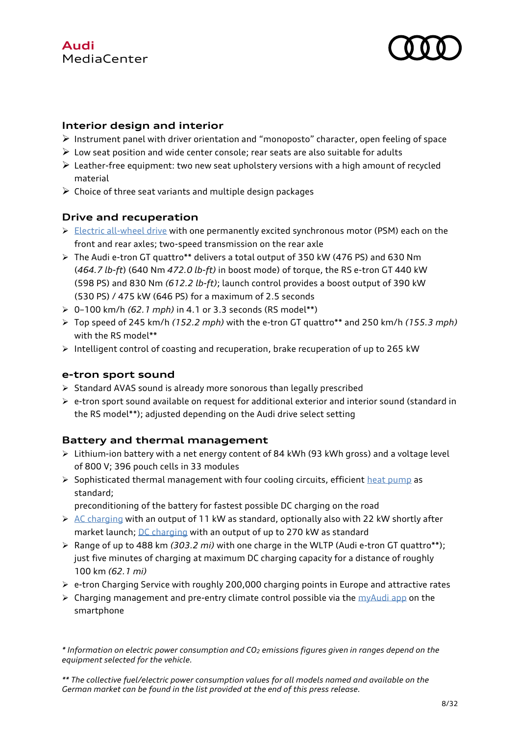## Interior design and interior

- Instrument panel with driver orientation and "monoposto" character, open feeling of space
- Low seat position and wide center console; rear seats are also suitable for adults
- Leather-free equipment: two new seat upholstery versions with a high amount of recycled material
- Choice of three seat variants and multiple design packages

## Drive and recuperation

- Electric all-wheel drive with one permanently excited synchronous motor (PSM) each on the front and rear axles; two-speed transmission on the rear axle
- The Audi e-tron GT quattro** delivers a total output of 350 kW (476 PS) and 630 Nm (*464.7 lb-ft*) (640 Nm *472.0 lb-ft)* in boost mode) of torque, the RS e-tron GT 440 kW (598 PS) and 830 Nm *(612.2 lb-ft)*; launch control provides a boost output of 390 kW (530 PS) / 475 kW (646 PS) for a maximum of 2.5 seconds
- 0–100 km/h *(62.1 mph)* in 4.1 or 3.3 seconds (RS model**)
- Top speed of 245 km/h *(152.2 mph)* with the e-tron GT quattro** and 250 km/h *(155.3 mph)* with the RS model**
- Intelligent control of coasting and recuperation, brake recuperation of up to 265 kW

## e-tron sport sound

- Standard AVAS sound is already more sonorous than legally prescribed
- e-tron sport sound available on request for additional exterior and interior sound (standard in the RS model**); adjusted depending on the Audi drive select setting

## Battery and thermal management

- Lithium-ion battery with a net energy content of 84 kWh (93 kWh gross) and a voltage level of 800 V; 396 pouch cells in 33 modules
- Sophisticated thermal management with four cooling circuits, efficient heat pump as standard;
  preconditioning of the battery for fastest possible DC charging on the road
- AC charging with an output of 11 kW as standard, optionally also with 22 kW shortly after market launch; DC charging with an output of up to 270 kW as standard
- Range of up to 488 km *(303.2 mi)* with one charge in the WLTP (Audi e-tron GT quattro**); just five minutes of charging at maximum DC charging capacity for a distance of roughly 100 km *(62.1 mi)*
- e-tron Charging Service with roughly 200,000 charging points in Europe and attractive rates
- Charging management and pre-entry climate control possible via the myAudi app on the smartphone

*\* Information on electric power consumption and $CO_2$ emissions figures given in ranges depend on the equipment selected for the vehicle.*

*\*\* The collective fuel/electric power consumption values for all models named and available on the German market can be found in the list provided at the end of this press release.*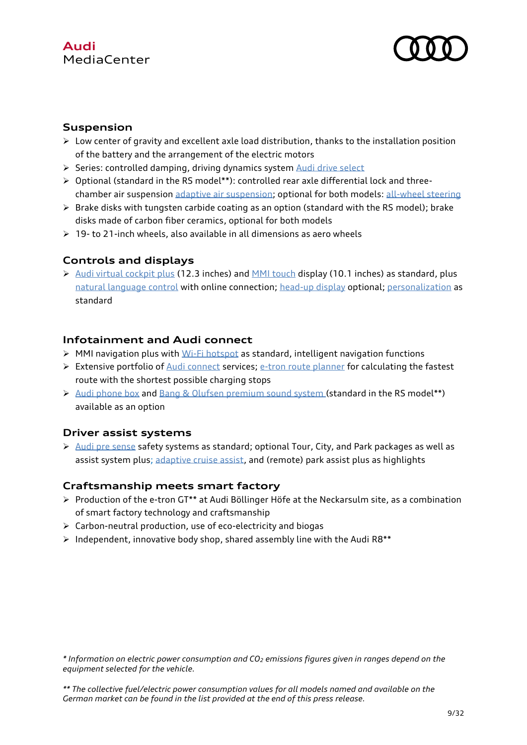## Suspension

- Low center of gravity and excellent axle load distribution, thanks to the installation position of the battery and the arrangement of the electric motors
- Series: controlled damping, driving dynamics system Audi drive select
- Optional (standard in the RS model**): controlled rear axle differential lock and three-chamber air suspension adaptive air suspension; optional for both models: all-wheel steering
- Brake disks with tungsten carbide coating as an option (standard with the RS model); brake disks made of carbon fiber ceramics, optional for both models
- 19- to 21-inch wheels, also available in all dimensions as aero wheels

## Controls and displays

- Audi virtual cockpit plus (12.3 inches) and MMI touch display (10.1 inches) as standard, plus natural language control with online connection; head-up display optional; personalization as standard

## Infotainment and Audi connect

- MMI navigation plus with Wi-Fi hotspot as standard, intelligent navigation functions
- Extensive portfolio of Audi connect services; e-tron route planner for calculating the fastest route with the shortest possible charging stops
- Audi phone box and Bang & Olufsen premium sound system (standard in the RS model**) available as an option

## Driver assist systems

- Audi pre sense safety systems as standard; optional Tour, City, and Park packages as well as assist system plus; adaptive cruise assist, and (remote) park assist plus as highlights

## Craftsmanship meets smart factory

- Production of the e-tron GT** at Audi Böllinger Höfe at the Neckarsulm site, as a combination of smart factory technology and craftsmanship
- Carbon-neutral production, use of eco-electricity and biogas
- Independent, innovative body shop, shared assembly line with the Audi R8**

*\* Information on electric power consumption and $CO_2$ emissions figures given in ranges depend on the equipment selected for the vehicle.*

*\*\* The collective fuel/electric power consumption values for all models named and available on the German market can be found in the list provided at the end of this press release.*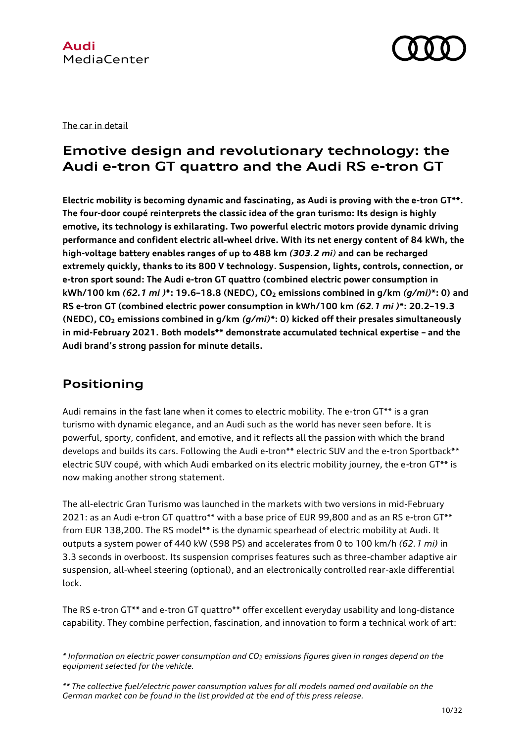The car in detail

# Emotive design and revolutionary technology: the Audi e-tron GT quattro and the Audi RS e-tron GT

**Electric mobility is becoming dynamic and fascinating, as Audi is proving with the e-tron GT\*\*. The four-door coupé reinterprets the classic idea of the gran turismo: Its design is highly emotive, its technology is exhilarating. Two powerful electric motors provide dynamic driving performance and confident electric all-wheel drive. With its net energy content of 84 kWh, the high-voltage battery enables ranges of up to 488 km *(303.2 mi)* and can be recharged extremely quickly, thanks to its 800 V technology. Suspension, lights, controls, connection, or e-tron sport sound: The Audi e-tron GT quattro (combined electric power consumption in kWh/100 km *(62.1 mi )*\*: 19.6–18.8 (NEDC), $CO_2$ emissions combined in g/km *(g/mi)*\*: 0) and RS e-tron GT (combined electric power consumption in kWh/100 km *(62.1 mi )*\*: 20.2–19.3 (NEDC), $CO_2$ emissions combined in g/km *(g/mi)*\*: 0) kicked off their presales simultaneously in mid-February 2021. Both models\*\* demonstrate accumulated technical expertise – and the Audi brand's strong passion for minute details.**

## Positioning

Audi remains in the fast lane when it comes to electric mobility. The e-tron GT** is a gran turismo with dynamic elegance, and an Audi such as the world has never seen before. It is powerful, sporty, confident, and emotive, and it reflects all the passion with which the brand develops and builds its cars. Following the Audi e-tron** electric SUV and the e-tron Sportback** electric SUV coupé, with which Audi embarked on its electric mobility journey, the e-tron GT** is now making another strong statement.

The all-electric Gran Turismo was launched in the markets with two versions in mid-February 2021: as an Audi e-tron GT quattro** with a base price of EUR 99,800 and as an RS e-tron GT** from EUR 138,200. The RS model** is the dynamic spearhead of electric mobility at Audi. It outputs a system power of 440 kW (598 PS) and accelerates from 0 to 100 km/h *(62.1 mi)* in 3.3 seconds in overboost. Its suspension comprises features such as three-chamber adaptive air suspension, all-wheel steering (optional), and an electronically controlled rear-axle differential lock.

The RS e-tron GT** and e-tron GT quattro** offer excellent everyday usability and long-distance capability. They combine perfection, fascination, and innovation to form a technical work of art:

*\* Information on electric power consumption and $CO_2$ emissions figures given in ranges depend on the equipment selected for the vehicle.*

*\*\* The collective fuel/electric power consumption values for all models named and available on the German market can be found in the list provided at the end of this press release.*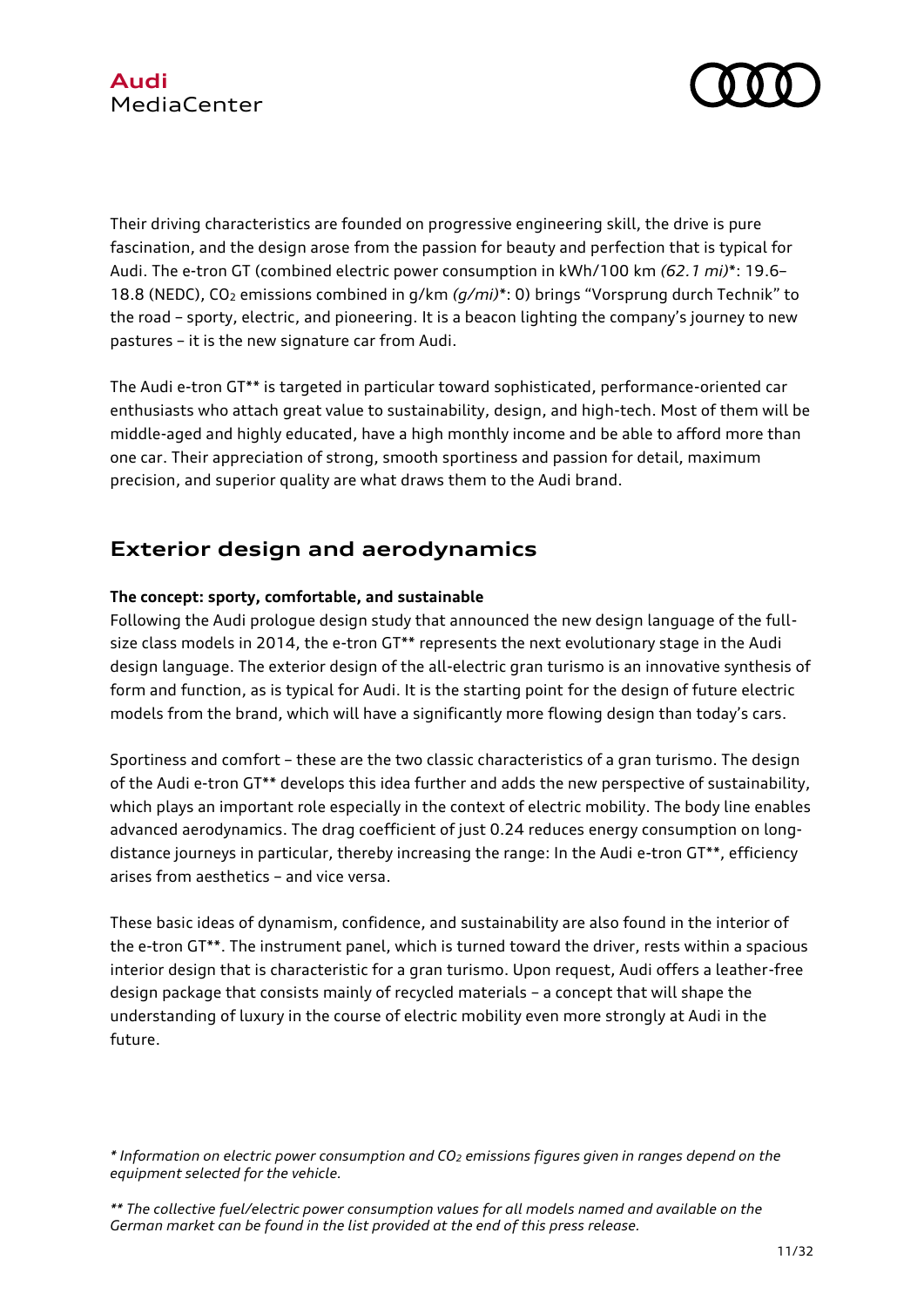Their driving characteristics are founded on progressive engineering skill, the drive is pure fascination, and the design arose from the passion for beauty and perfection that is typical for Audi. The e-tron GT (combined electric power consumption in kWh/100 km *(62.1 mi)**: 19.6–18.8 (NEDC), $CO_2$ emissions combined in g/km *(g/mi)**: 0) brings "Vorsprung durch Technik" to the road – sporty, electric, and pioneering. It is a beacon lighting the company's journey to new pastures – it is the new signature car from Audi.

The Audi e-tron GT** is targeted in particular toward sophisticated, performance-oriented car enthusiasts who attach great value to sustainability, design, and high-tech. Most of them will be middle-aged and highly educated, have a high monthly income and be able to afford more than one car. Their appreciation of strong, smooth sportiness and passion for detail, maximum precision, and superior quality are what draws them to the Audi brand.

## Exterior design and aerodynamics

**The concept: sporty, comfortable, and sustainable**

Following the Audi prologue design study that announced the new design language of the full-size class models in 2014, the e-tron GT** represents the next evolutionary stage in the Audi design language. The exterior design of the all-electric gran turismo is an innovative synthesis of form and function, as is typical for Audi. It is the starting point for the design of future electric models from the brand, which will have a significantly more flowing design than today's cars.

Sportiness and comfort – these are the two classic characteristics of a gran turismo. The design of the Audi e-tron GT** develops this idea further and adds the new perspective of sustainability, which plays an important role especially in the context of electric mobility. The body line enables advanced aerodynamics. The drag coefficient of just 0.24 reduces energy consumption on long-distance journeys in particular, thereby increasing the range: In the Audi e-tron GT**, efficiency arises from aesthetics – and vice versa.

These basic ideas of dynamism, confidence, and sustainability are also found in the interior of the e-tron GT**. The instrument panel, which is turned toward the driver, rests within a spacious interior design that is characteristic for a gran turismo. Upon request, Audi offers a leather-free design package that consists mainly of recycled materials – a concept that will shape the understanding of luxury in the course of electric mobility even more strongly at Audi in the future.

*\* Information on electric power consumption and $CO_2$ emissions figures given in ranges depend on the equipment selected for the vehicle.*

*\*\* The collective fuel/electric power consumption values for all models named and available on the German market can be found in the list provided at the end of this press release.*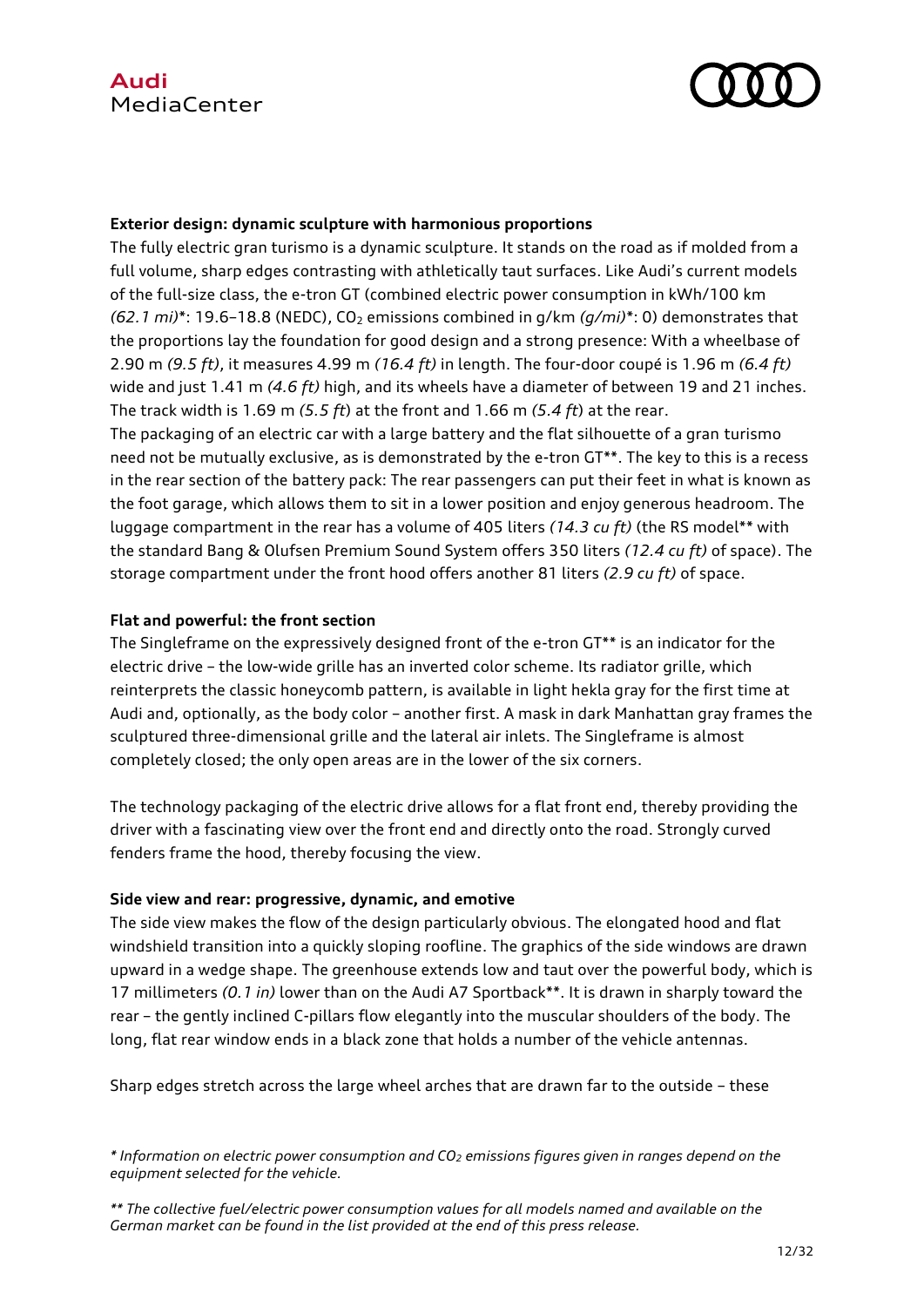**Exterior design: dynamic sculpture with harmonious proportions**

The fully electric gran turismo is a dynamic sculpture. It stands on the road as if molded from a full volume, sharp edges contrasting with athletically taut surfaces. Like Audi's current models of the full-size class, the e-tron GT (combined electric power consumption in kWh/100 km *(62.1 mi)**: 19.6–18.8 (NEDC), $CO_2$ emissions combined in g/km *(g/mi)**: 0) demonstrates that the proportions lay the foundation for good design and a strong presence: With a wheelbase of 2.90 m *(9.5 ft)*, it measures 4.99 m *(16.4 ft)* in length. The four-door coupé is 1.96 m *(6.4 ft)* wide and just 1.41 m *(4.6 ft)* high, and its wheels have a diameter of between 19 and 21 inches. The track width is 1.69 m *(5.5 ft)* at the front and 1.66 m *(5.4 ft)* at the rear.

The packaging of an electric car with a large battery and the flat silhouette of a gran turismo need not be mutually exclusive, as is demonstrated by the e-tron GT**. The key to this is a recess in the rear section of the battery pack: The rear passengers can put their feet in what is known as the foot garage, which allows them to sit in a lower position and enjoy generous headroom. The luggage compartment in the rear has a volume of 405 liters *(14.3 cu ft)* (the RS model** with the standard Bang & Olufsen Premium Sound System offers 350 liters *(12.4 cu ft)* of space). The storage compartment under the front hood offers another 81 liters *(2.9 cu ft)* of space.

**Flat and powerful: the front section**

The Singleframe on the expressively designed front of the e-tron GT** is an indicator for the electric drive – the low-wide grille has an inverted color scheme. Its radiator grille, which reinterprets the classic honeycomb pattern, is available in light hekla gray for the first time at Audi and, optionally, as the body color – another first. A mask in dark Manhattan gray frames the sculptured three-dimensional grille and the lateral air inlets. The Singleframe is almost completely closed; the only open areas are in the lower of the six corners.

The technology packaging of the electric drive allows for a flat front end, thereby providing the driver with a fascinating view over the front end and directly onto the road. Strongly curved fenders frame the hood, thereby focusing the view.

**Side view and rear: progressive, dynamic, and emotive**

The side view makes the flow of the design particularly obvious. The elongated hood and flat windshield transition into a quickly sloping roofline. The graphics of the side windows are drawn upward in a wedge shape. The greenhouse extends low and taut over the powerful body, which is 17 millimeters *(0.1 in)* lower than on the Audi A7 Sportback**. It is drawn in sharply toward the rear – the gently inclined C-pillars flow elegantly into the muscular shoulders of the body. The long, flat rear window ends in a black zone that holds a number of the vehicle antennas.

Sharp edges stretch across the large wheel arches that are drawn far to the outside – these

*\* Information on electric power consumption and $CO_2$ emissions figures given in ranges depend on the equipment selected for the vehicle.*

*\*\* The collective fuel/electric power consumption values for all models named and available on the German market can be found in the list provided at the end of this press release.*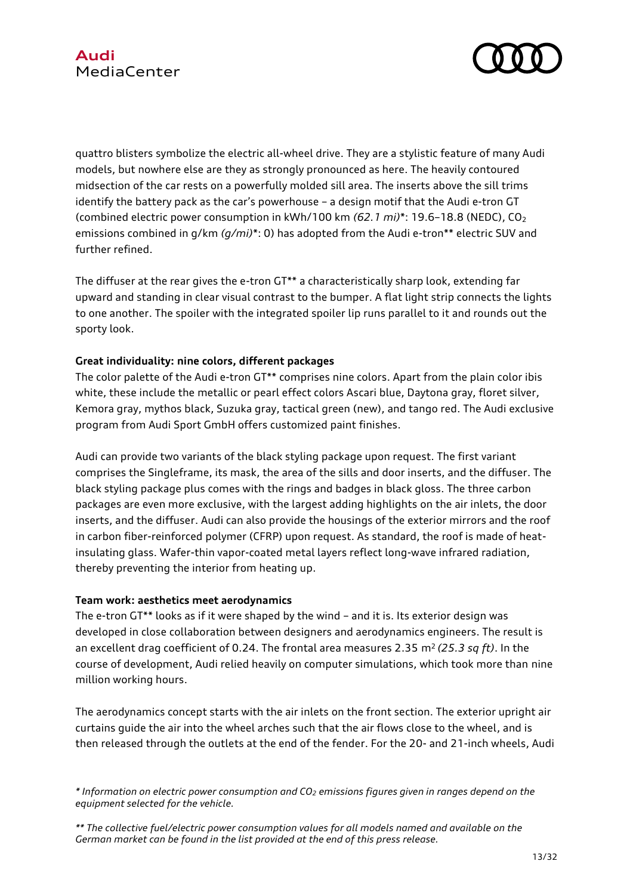quattro blisters symbolize the electric all-wheel drive. They are a stylistic feature of many Audi models, but nowhere else are they as strongly pronounced as here. The heavily contoured midsection of the car rests on a powerfully molded sill area. The inserts above the sill trims identify the battery pack as the car's powerhouse – a design motif that the Audi e-tron GT (combined electric power consumption in kWh/100 km *(62.1 mi)**: 19.6–18.8 (NEDC), $CO_2$ emissions combined in g/km *(g/mi)**: 0) has adopted from the Audi e-tron** electric SUV and further refined.

The diffuser at the rear gives the e-tron GT** a characteristically sharp look, extending far upward and standing in clear visual contrast to the bumper. A flat light strip connects the lights to one another. The spoiler with the integrated spoiler lip runs parallel to it and rounds out the sporty look.

**Great individuality: nine colors, different packages**

The color palette of the Audi e-tron GT** comprises nine colors. Apart from the plain color ibis white, these include the metallic or pearl effect colors Ascari blue, Daytona gray, floret silver, Kemora gray, mythos black, Suzuka gray, tactical green (new), and tango red. The Audi exclusive program from Audi Sport GmbH offers customized paint finishes.

Audi can provide two variants of the black styling package upon request. The first variant comprises the Singleframe, its mask, the area of the sills and door inserts, and the diffuser. The black styling package plus comes with the rings and badges in black gloss. The three carbon packages are even more exclusive, with the largest adding highlights on the air inlets, the door inserts, and the diffuser. Audi can also provide the housings of the exterior mirrors and the roof in carbon fiber-reinforced polymer (CFRP) upon request. As standard, the roof is made of heat-insulating glass. Wafer-thin vapor-coated metal layers reflect long-wave infrared radiation, thereby preventing the interior from heating up.

**Team work: aesthetics meet aerodynamics**

The e-tron GT** looks as if it were shaped by the wind – and it is. Its exterior design was developed in close collaboration between designers and aerodynamics engineers. The result is an excellent drag coefficient of 0.24. The frontal area measures 2.35 $m^2$ *(25.3 sq ft)*. In the course of development, Audi relied heavily on computer simulations, which took more than nine million working hours.

The aerodynamics concept starts with the air inlets on the front section. The exterior upright air curtains guide the air into the wheel arches such that the air flows close to the wheel, and is then released through the outlets at the end of the fender. For the 20- and 21-inch wheels, Audi

*\* Information on electric power consumption and $CO_2$ emissions figures given in ranges depend on the equipment selected for the vehicle.*

*\*\* The collective fuel/electric power consumption values for all models named and available on the German market can be found in the list provided at the end of this press release.*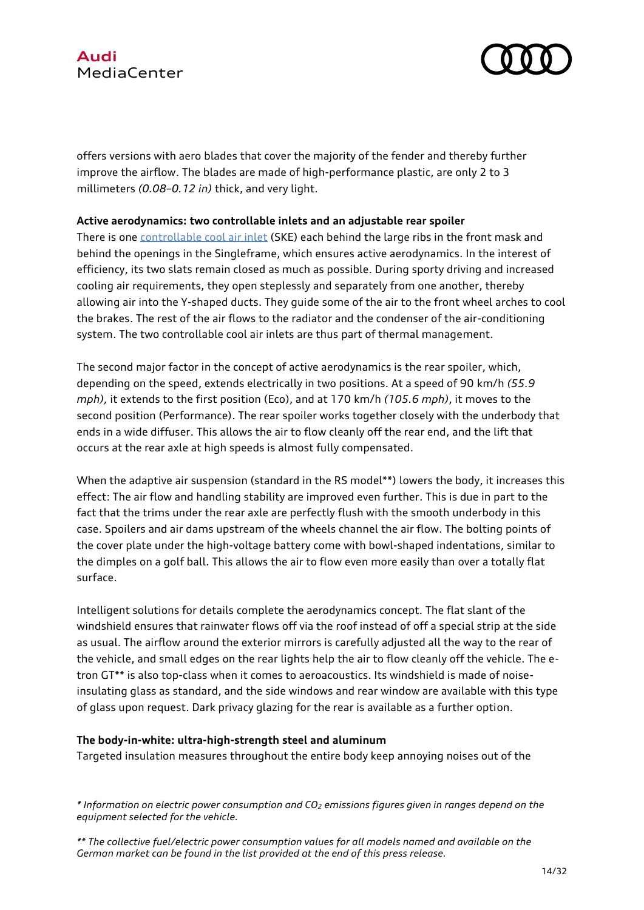offers versions with aero blades that cover the majority of the fender and thereby further improve the airflow. The blades are made of high-performance plastic, are only 2 to 3 millimeters *(0.08–0.12 in)* thick, and very light.

**Active aerodynamics: two controllable inlets and an adjustable rear spoiler**

There is one controllable cool air inlet (SKE) each behind the large ribs in the front mask and behind the openings in the Singleframe, which ensures active aerodynamics. In the interest of efficiency, its two slats remain closed as much as possible. During sporty driving and increased cooling air requirements, they open steplessly and separately from one another, thereby allowing air into the Y-shaped ducts. They guide some of the air to the front wheel arches to cool the brakes. The rest of the air flows to the radiator and the condenser of the air-conditioning system. The two controllable cool air inlets are thus part of thermal management.

The second major factor in the concept of active aerodynamics is the rear spoiler, which, depending on the speed, extends electrically in two positions. At a speed of 90 km/h *(55.9 mph),* it extends to the first position (Eco), and at 170 km/h *(105.6 mph)*, it moves to the second position (Performance). The rear spoiler works together closely with the underbody that ends in a wide diffuser. This allows the air to flow cleanly off the rear end, and the lift that occurs at the rear axle at high speeds is almost fully compensated.

When the adaptive air suspension (standard in the RS model**) lowers the body, it increases this effect: The air flow and handling stability are improved even further. This is due in part to the fact that the trims under the rear axle are perfectly flush with the smooth underbody in this case. Spoilers and air dams upstream of the wheels channel the air flow. The bolting points of the cover plate under the high-voltage battery come with bowl-shaped indentations, similar to the dimples on a golf ball. This allows the air to flow even more easily than over a totally flat surface.

Intelligent solutions for details complete the aerodynamics concept. The flat slant of the windshield ensures that rainwater flows off via the roof instead of off a special strip at the side as usual. The airflow around the exterior mirrors is carefully adjusted all the way to the rear of the vehicle, and small edges on the rear lights help the air to flow cleanly off the vehicle. The e-tron GT** is also top-class when it comes to aeroacoustics. Its windshield is made of noise-insulating glass as standard, and the side windows and rear window are available with this type of glass upon request. Dark privacy glazing for the rear is available as a further option.

**The body-in-white: ultra-high-strength steel and aluminum**

Targeted insulation measures throughout the entire body keep annoying noises out of the

*\* Information on electric power consumption and $CO_2$ emissions figures given in ranges depend on the equipment selected for the vehicle.*

*\*\* The collective fuel/electric power consumption values for all models named and available on the German market can be found in the list provided at the end of this press release.*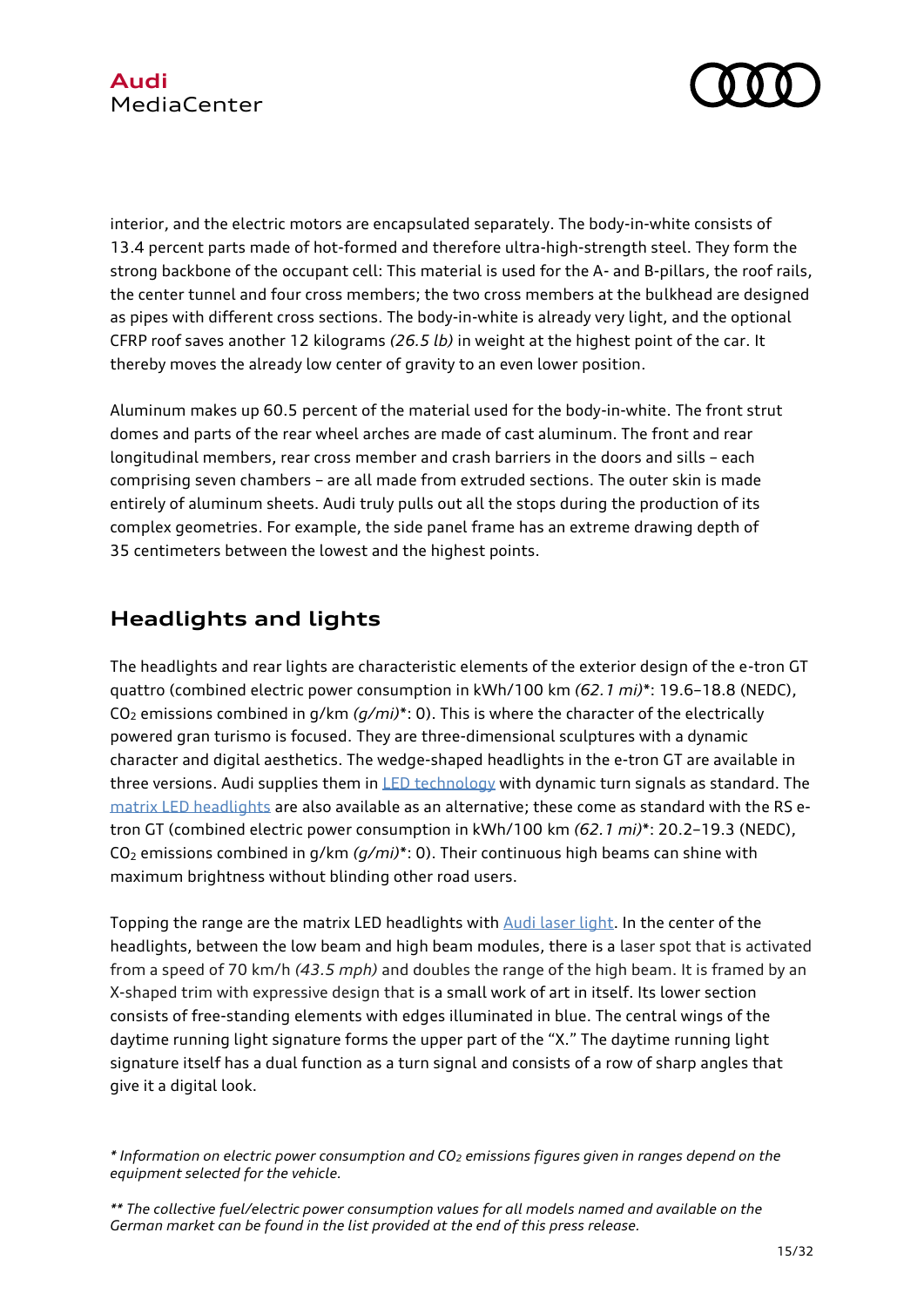interior, and the electric motors are encapsulated separately. The body-in-white consists of 13.4 percent parts made of hot-formed and therefore ultra-high-strength steel. They form the strong backbone of the occupant cell: This material is used for the A- and B-pillars, the roof rails, the center tunnel and four cross members; the two cross members at the bulkhead are designed as pipes with different cross sections. The body-in-white is already very light, and the optional CFRP roof saves another 12 kilograms *(26.5 lb)* in weight at the highest point of the car. It thereby moves the already low center of gravity to an even lower position.

Aluminum makes up 60.5 percent of the material used for the body-in-white. The front strut domes and parts of the rear wheel arches are made of cast aluminum. The front and rear longitudinal members, rear cross member and crash barriers in the doors and sills – each comprising seven chambers – are all made from extruded sections. The outer skin is made entirely of aluminum sheets. Audi truly pulls out all the stops during the production of its complex geometries. For example, the side panel frame has an extreme drawing depth of 35 centimeters between the lowest and the highest points.

## Headlights and lights

The headlights and rear lights are characteristic elements of the exterior design of the e-tron GT quattro (combined electric power consumption in kWh/100 km *(62.1 mi)**: 19.6–18.8 (NEDC), $CO_2$ emissions combined in g/km *(g/mi)**: 0). This is where the character of the electrically powered gran turismo is focused. They are three-dimensional sculptures with a dynamic character and digital aesthetics. The wedge-shaped headlights in the e-tron GT are available in three versions. Audi supplies them in [LED technology] with dynamic turn signals as standard. The [matrix LED headlights] are also available as an alternative; these come as standard with the RS e-tron GT (combined electric power consumption in kWh/100 km *(62.1 mi)**: 20.2–19.3 (NEDC), $CO_2$ emissions combined in g/km *(g/mi)**: 0). Their continuous high beams can shine with maximum brightness without blinding other road users.

Topping the range are the matrix LED headlights with [Audi laser light]. In the center of the headlights, between the low beam and high beam modules, there is a laser spot that is activated from a speed of 70 km/h *(43.5 mph)* and doubles the range of the high beam. It is framed by an X-shaped trim with expressive design that is a small work of art in itself. Its lower section consists of free-standing elements with edges illuminated in blue. The central wings of the daytime running light signature forms the upper part of the "X." The daytime running light signature itself has a dual function as a turn signal and consists of a row of sharp angles that give it a digital look.

*\* Information on electric power consumption and $CO_2$ emissions figures given in ranges depend on the equipment selected for the vehicle.*

*\*\* The collective fuel/electric power consumption values for all models named and available on the German market can be found in the list provided at the end of this press release.*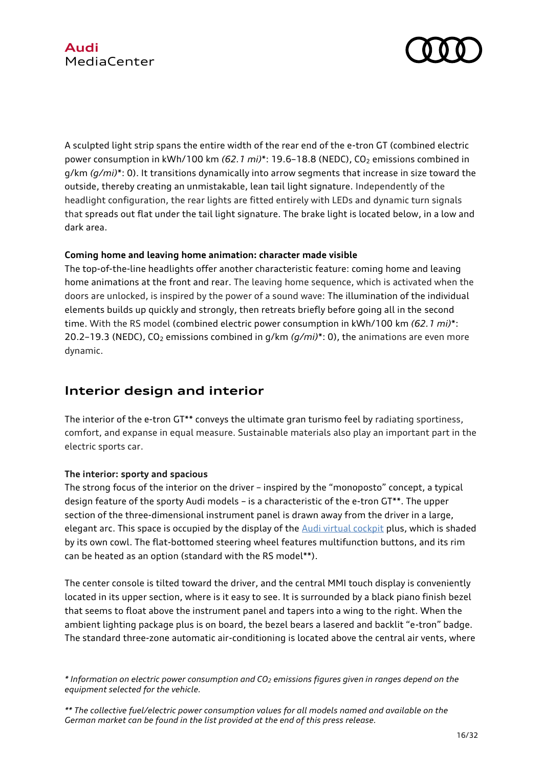A sculpted light strip spans the entire width of the rear end of the e-tron GT (combined electric power consumption in kWh/100 km *(62.1 mi)**: 19.6–18.8 (NEDC), $CO_2$ emissions combined in g/km *(g/mi)**: 0). It transitions dynamically into arrow segments that increase in size toward the outside, thereby creating an unmistakable, lean tail light signature. Independently of the headlight configuration, the rear lights are fitted entirely with LEDs and dynamic turn signals that spreads out flat under the tail light signature. The brake light is located below, in a low and dark area.

**Coming home and leaving home animation: character made visible**

The top-of-the-line headlights offer another characteristic feature: coming home and leaving home animations at the front and rear. The leaving home sequence, which is activated when the doors are unlocked, is inspired by the power of a sound wave: The illumination of the individual elements builds up quickly and strongly, then retreats briefly before going all in the second time. With the RS model (combined electric power consumption in kWh/100 km *(62.1 mi)**: 20.2–19.3 (NEDC), $CO_2$ emissions combined in g/km *(g/mi)**: 0), the animations are even more dynamic.

## Interior design and interior

The interior of the e-tron GT** conveys the ultimate gran turismo feel by radiating sportiness, comfort, and expanse in equal measure. Sustainable materials also play an important part in the electric sports car.

**The interior: sporty and spacious**

The strong focus of the interior on the driver – inspired by the "monoposto" concept, a typical design feature of the sporty Audi models – is a characteristic of the e-tron GT**. The upper section of the three-dimensional instrument panel is drawn away from the driver in a large, elegant arc. This space is occupied by the display of the Audi virtual cockpit plus, which is shaded by its own cowl. The flat-bottomed steering wheel features multifunction buttons, and its rim can be heated as an option (standard with the RS model**).

The center console is tilted toward the driver, and the central MMI touch display is conveniently located in its upper section, where is it easy to see. It is surrounded by a black piano finish bezel that seems to float above the instrument panel and tapers into a wing to the right. When the ambient lighting package plus is on board, the bezel bears a lasered and backlit "e-tron" badge. The standard three-zone automatic air-conditioning is located above the central air vents, where

*\* Information on electric power consumption and $CO_2$ emissions figures given in ranges depend on the equipment selected for the vehicle.*

*\*\* The collective fuel/electric power consumption values for all models named and available on the German market can be found in the list provided at the end of this press release.*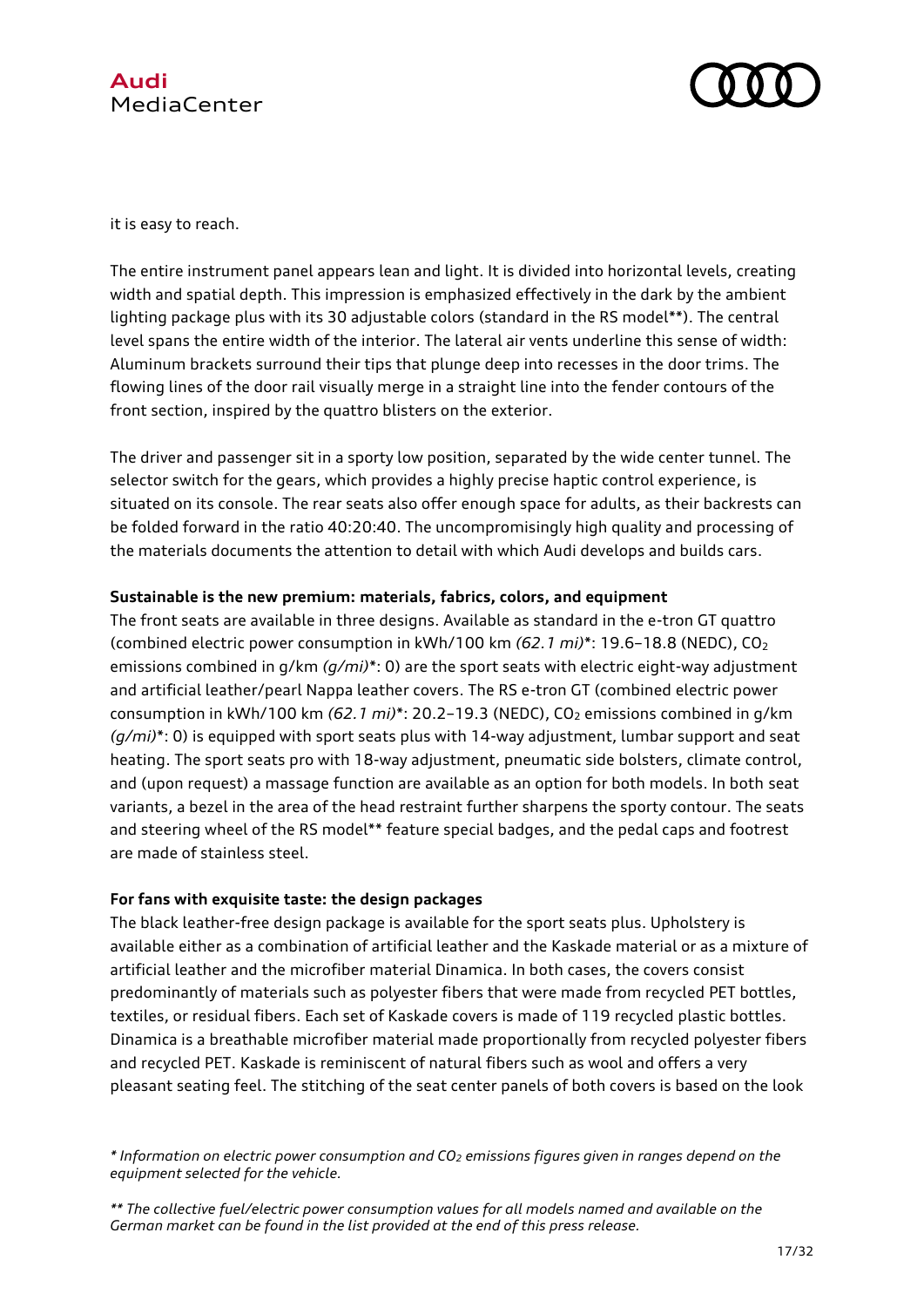it is easy to reach.

The entire instrument panel appears lean and light. It is divided into horizontal levels, creating width and spatial depth. This impression is emphasized effectively in the dark by the ambient lighting package plus with its 30 adjustable colors (standard in the RS model**). The central level spans the entire width of the interior. The lateral air vents underline this sense of width: Aluminum brackets surround their tips that plunge deep into recesses in the door trims. The flowing lines of the door rail visually merge in a straight line into the fender contours of the front section, inspired by the quattro blisters on the exterior.

The driver and passenger sit in a sporty low position, separated by the wide center tunnel. The selector switch for the gears, which provides a highly precise haptic control experience, is situated on its console. The rear seats also offer enough space for adults, as their backrests can be folded forward in the ratio 40:20:40. The uncompromisingly high quality and processing of the materials documents the attention to detail with which Audi develops and builds cars.

**Sustainable is the new premium: materials, fabrics, colors, and equipment**

The front seats are available in three designs. Available as standard in the e-tron GT quattro (combined electric power consumption in kWh/100 km *(62.1 mi)**: 19.6–18.8 (NEDC), $CO_2$ emissions combined in g/km *(g/mi)**: 0) are the sport seats with electric eight-way adjustment and artificial leather/pearl Nappa leather covers. The RS e-tron GT (combined electric power consumption in kWh/100 km *(62.1 mi)**: 20.2–19.3 (NEDC), $CO_2$ emissions combined in g/km *(g/mi)**: 0) is equipped with sport seats plus with 14-way adjustment, lumbar support and seat heating. The sport seats pro with 18-way adjustment, pneumatic side bolsters, climate control, and (upon request) a massage function are available as an option for both models. In both seat variants, a bezel in the area of the head restraint further sharpens the sporty contour. The seats and steering wheel of the RS model** feature special badges, and the pedal caps and footrest are made of stainless steel.

**For fans with exquisite taste: the design packages**

The black leather-free design package is available for the sport seats plus. Upholstery is available either as a combination of artificial leather and the Kaskade material or as a mixture of artificial leather and the microfiber material Dinamica. In both cases, the covers consist predominantly of materials such as polyester fibers that were made from recycled PET bottles, textiles, or residual fibers. Each set of Kaskade covers is made of 119 recycled plastic bottles. Dinamica is a breathable microfiber material made proportionally from recycled polyester fibers and recycled PET. Kaskade is reminiscent of natural fibers such as wool and offers a very pleasant seating feel. The stitching of the seat center panels of both covers is based on the look

*\* Information on electric power consumption and $CO_2$ emissions figures given in ranges depend on the equipment selected for the vehicle.*

*\*\* The collective fuel/electric power consumption values for all models named and available on the German market can be found in the list provided at the end of this press release.*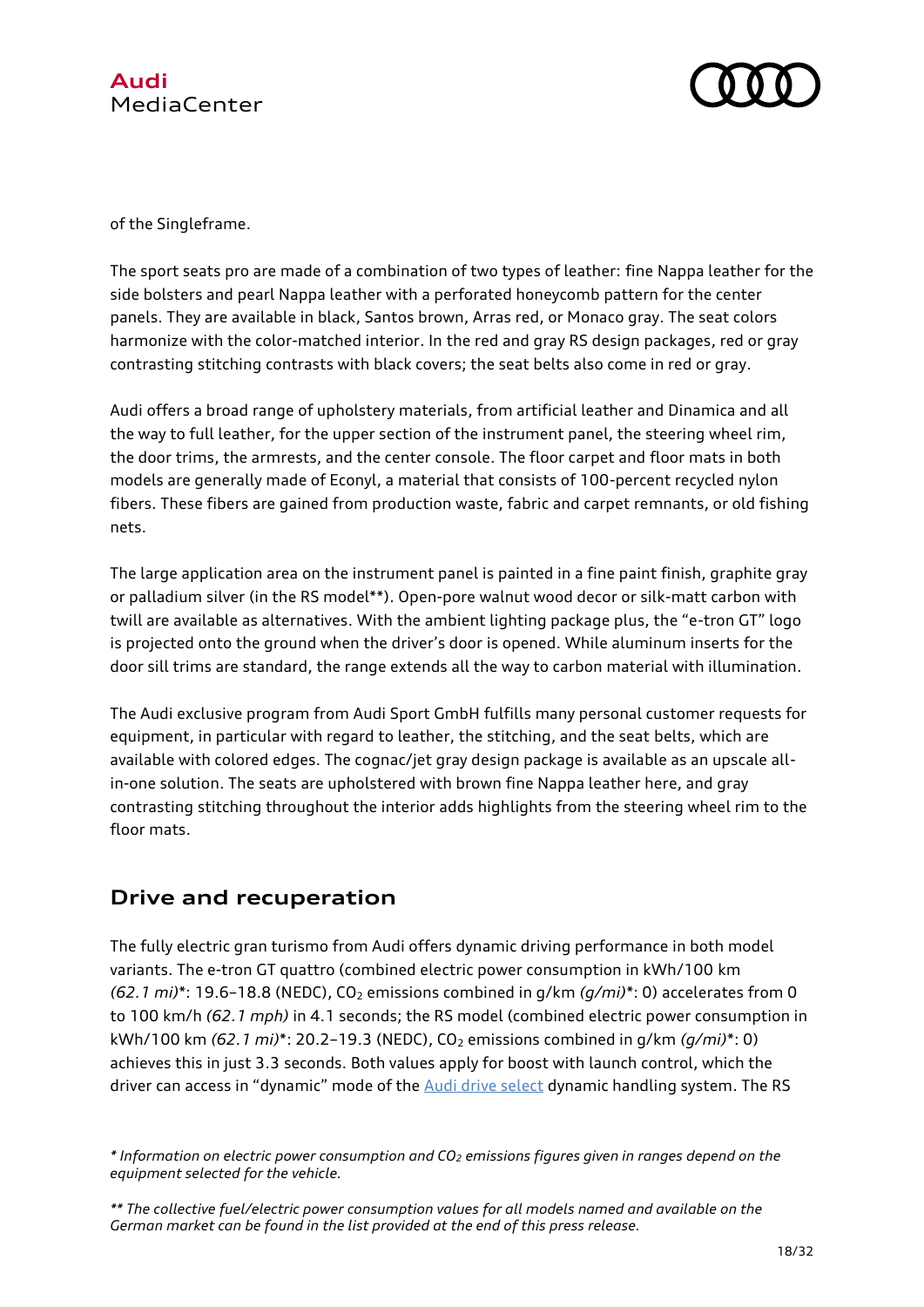of the Singleframe.

The sport seats pro are made of a combination of two types of leather: fine Nappa leather for the side bolsters and pearl Nappa leather with a perforated honeycomb pattern for the center panels. They are available in black, Santos brown, Arras red, or Monaco gray. The seat colors harmonize with the color-matched interior. In the red and gray RS design packages, red or gray contrasting stitching contrasts with black covers; the seat belts also come in red or gray.

Audi offers a broad range of upholstery materials, from artificial leather and Dinamica and all the way to full leather, for the upper section of the instrument panel, the steering wheel rim, the door trims, the armrests, and the center console. The floor carpet and floor mats in both models are generally made of Econyl, a material that consists of 100-percent recycled nylon fibers. These fibers are gained from production waste, fabric and carpet remnants, or old fishing nets.

The large application area on the instrument panel is painted in a fine paint finish, graphite gray or palladium silver (in the RS model**). Open-pore walnut wood decor or silk-matt carbon with twill are available as alternatives. With the ambient lighting package plus, the "e-tron GT" logo is projected onto the ground when the driver's door is opened. While aluminum inserts for the door sill trims are standard, the range extends all the way to carbon material with illumination.

The Audi exclusive program from Audi Sport GmbH fulfills many personal customer requests for equipment, in particular with regard to leather, the stitching, and the seat belts, which are available with colored edges. The cognac/jet gray design package is available as an upscale all-in-one solution. The seats are upholstered with brown fine Nappa leather here, and gray contrasting stitching throughout the interior adds highlights from the steering wheel rim to the floor mats.

## Drive and recuperation

The fully electric gran turismo from Audi offers dynamic driving performance in both model variants. The e-tron GT quattro (combined electric power consumption in kWh/100 km *(62.1 mi)**: 19.6–18.8 (NEDC), $CO_2$ emissions combined in g/km *(g/mi)**: 0) accelerates from 0 to 100 km/h *(62.1 mph)* in 4.1 seconds; the RS model (combined electric power consumption in kWh/100 km *(62.1 mi)**: 20.2–19.3 (NEDC), $CO_2$ emissions combined in g/km *(g/mi)**: 0) achieves this in just 3.3 seconds. Both values apply for boost with launch control, which the driver can access in "dynamic" mode of the Audi drive select dynamic handling system. The RS

*\* Information on electric power consumption and $CO_2$ emissions figures given in ranges depend on the equipment selected for the vehicle.*

*\*\* The collective fuel/electric power consumption values for all models named and available on the German market can be found in the list provided at the end of this press release.*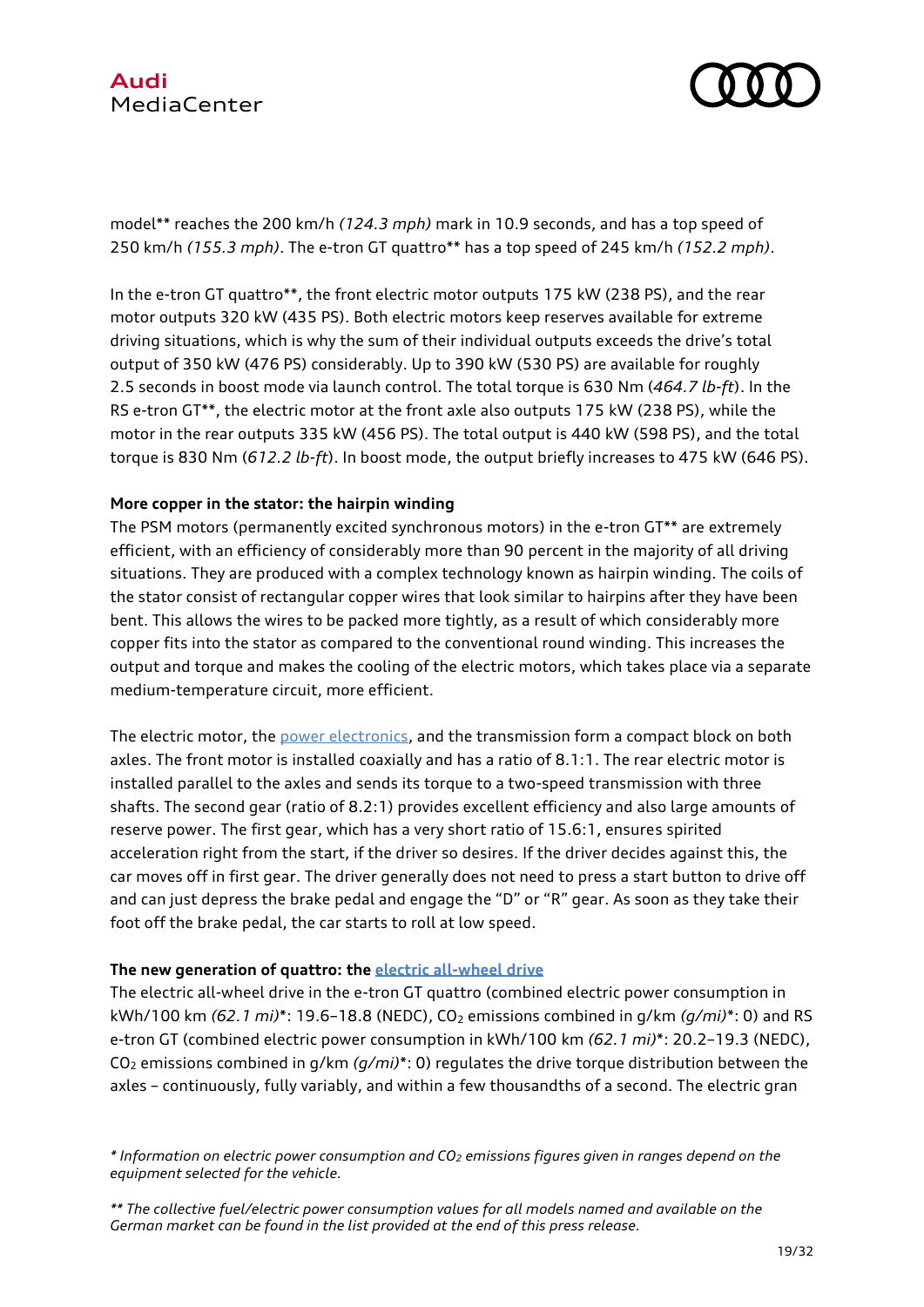model** reaches the 200 km/h *(124.3 mph)* mark in 10.9 seconds, and has a top speed of 250 km/h *(155.3 mph)*. The e-tron GT quattro** has a top speed of 245 km/h *(152.2 mph)*.

In the e-tron GT quattro**, the front electric motor outputs 175 kW (238 PS), and the rear motor outputs 320 kW (435 PS). Both electric motors keep reserves available for extreme driving situations, which is why the sum of their individual outputs exceeds the drive's total output of 350 kW (476 PS) considerably. Up to 390 kW (530 PS) are available for roughly 2.5 seconds in boost mode via launch control. The total torque is 630 Nm (*464.7 lb-ft*). In the RS e-tron GT**, the electric motor at the front axle also outputs 175 kW (238 PS), while the motor in the rear outputs 335 kW (456 PS). The total output is 440 kW (598 PS), and the total torque is 830 Nm (*612.2 lb-ft*). In boost mode, the output briefly increases to 475 kW (646 PS).

**More copper in the stator: the hairpin winding**

The PSM motors (permanently excited synchronous motors) in the e-tron GT** are extremely efficient, with an efficiency of considerably more than 90 percent in the majority of all driving situations. They are produced with a complex technology known as hairpin winding. The coils of the stator consist of rectangular copper wires that look similar to hairpins after they have been bent. This allows the wires to be packed more tightly, as a result of which considerably more copper fits into the stator as compared to the conventional round winding. This increases the output and torque and makes the cooling of the electric motors, which takes place via a separate medium-temperature circuit, more efficient.

The electric motor, the power electronics, and the transmission form a compact block on both axles. The front motor is installed coaxially and has a ratio of 8.1:1. The rear electric motor is installed parallel to the axles and sends its torque to a two-speed transmission with three shafts. The second gear (ratio of 8.2:1) provides excellent efficiency and also large amounts of reserve power. The first gear, which has a very short ratio of 15.6:1, ensures spirited acceleration right from the start, if the driver so desires. If the driver decides against this, the car moves off in first gear. The driver generally does not need to press a start button to drive off and can just depress the brake pedal and engage the "D" or "R" gear. As soon as they take their foot off the brake pedal, the car starts to roll at low speed.

**The new generation of quattro: the electric all-wheel drive**

The electric all-wheel drive in the e-tron GT quattro (combined electric power consumption in kWh/100 km *(62.1 mi)**: 19.6–18.8 (NEDC), $CO_2$ emissions combined in g/km *(g/mi)**: 0) and RS e-tron GT (combined electric power consumption in kWh/100 km *(62.1 mi)**: 20.2–19.3 (NEDC), $CO_2$ emissions combined in g/km *(g/mi)**: 0) regulates the drive torque distribution between the axles – continuously, fully variably, and within a few thousandths of a second. The electric gran

*\* Information on electric power consumption and $CO_2$ emissions figures given in ranges depend on the equipment selected for the vehicle.*

*\*\* The collective fuel/electric power consumption values for all models named and available on the German market can be found in the list provided at the end of this press release.*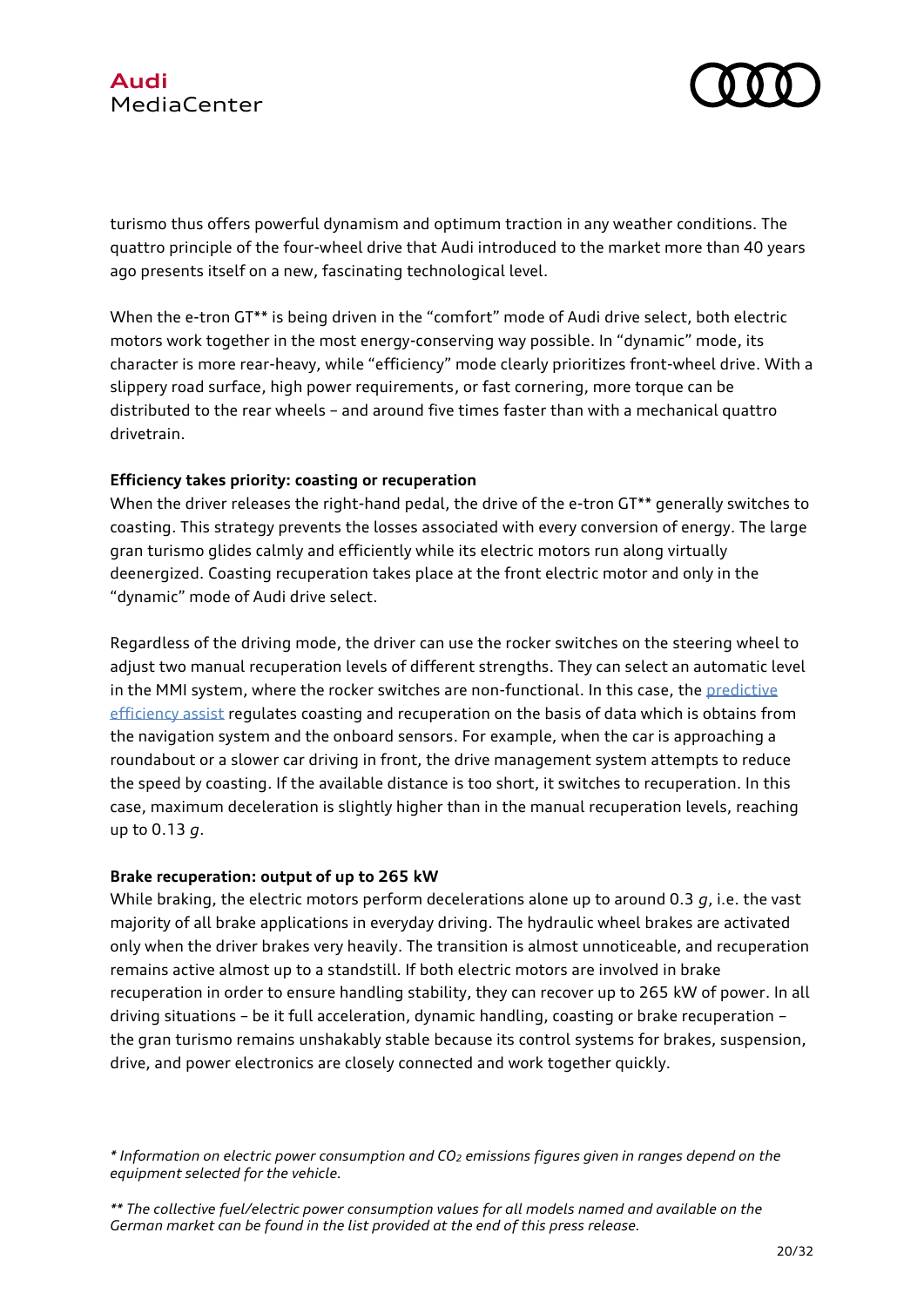turismo thus offers powerful dynamism and optimum traction in any weather conditions. The quattro principle of the four-wheel drive that Audi introduced to the market more than 40 years ago presents itself on a new, fascinating technological level.

When the e-tron GT** is being driven in the "comfort" mode of Audi drive select, both electric motors work together in the most energy-conserving way possible. In "dynamic" mode, its character is more rear-heavy, while "efficiency" mode clearly prioritizes front-wheel drive. With a slippery road surface, high power requirements, or fast cornering, more torque can be distributed to the rear wheels – and around five times faster than with a mechanical quattro drivetrain.

**Efficiency takes priority: coasting or recuperation**

When the driver releases the right-hand pedal, the drive of the e-tron GT** generally switches to coasting. This strategy prevents the losses associated with every conversion of energy. The large gran turismo glides calmly and efficiently while its electric motors run along virtually deenergized. Coasting recuperation takes place at the front electric motor and only in the "dynamic" mode of Audi drive select.

Regardless of the driving mode, the driver can use the rocker switches on the steering wheel to adjust two manual recuperation levels of different strengths. They can select an automatic level in the MMI system, where the rocker switches are non-functional. In this case, the predictive efficiency assist regulates coasting and recuperation on the basis of data which is obtains from the navigation system and the onboard sensors. For example, when the car is approaching a roundabout or a slower car driving in front, the drive management system attempts to reduce the speed by coasting. If the available distance is too short, it switches to recuperation. In this case, maximum deceleration is slightly higher than in the manual recuperation levels, reaching up to 0.13 *g*.

**Brake recuperation: output of up to 265 kW**

While braking, the electric motors perform decelerations alone up to around 0.3 *g*, i.e. the vast majority of all brake applications in everyday driving. The hydraulic wheel brakes are activated only when the driver brakes very heavily. The transition is almost unnoticeable, and recuperation remains active almost up to a standstill. If both electric motors are involved in brake recuperation in order to ensure handling stability, they can recover up to 265 kW of power. In all driving situations – be it full acceleration, dynamic handling, coasting or brake recuperation – the gran turismo remains unshakably stable because its control systems for brakes, suspension, drive, and power electronics are closely connected and work together quickly.

*\* Information on electric power consumption and $CO_2$ emissions figures given in ranges depend on the equipment selected for the vehicle.*

*\*\* The collective fuel/electric power consumption values for all models named and available on the German market can be found in the list provided at the end of this press release.*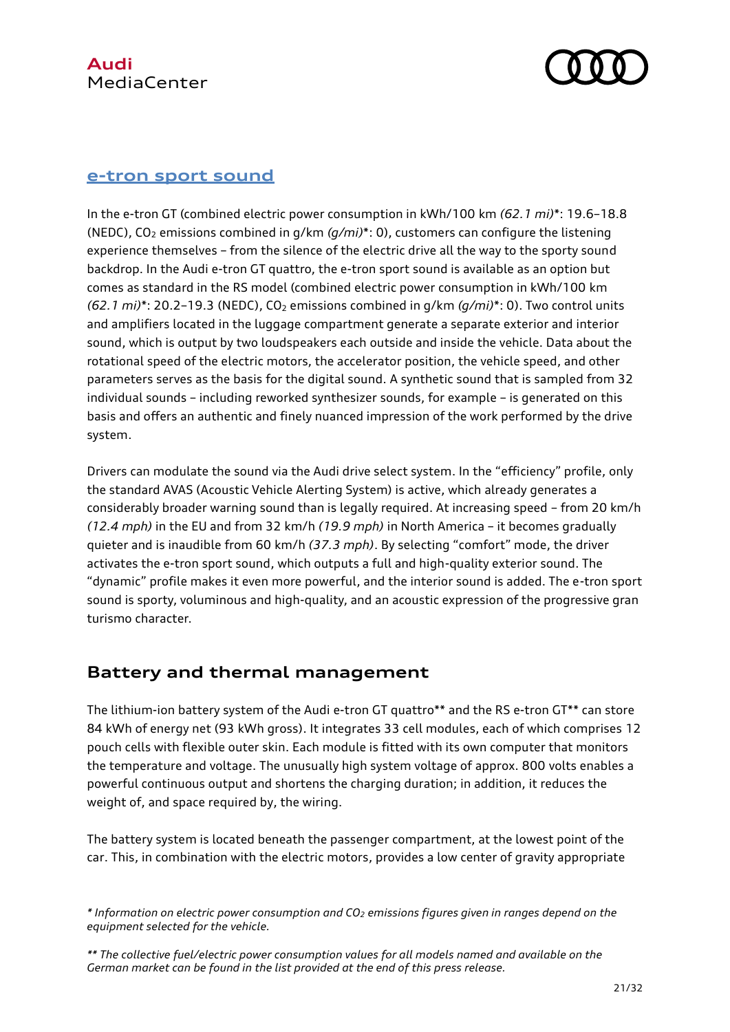### e-tron sport sound

In the e-tron GT (combined electric power consumption in kWh/100 km *(62.1 mi)**: 19.6–18.8 (NEDC), $CO_2$ emissions combined in g/km *(g/mi)**: 0), customers can configure the listening experience themselves – from the silence of the electric drive all the way to the sporty sound backdrop. In the Audi e-tron GT quattro, the e-tron sport sound is available as an option but comes as standard in the RS model (combined electric power consumption in kWh/100 km *(62.1 mi)**: 20.2–19.3 (NEDC), $CO_2$ emissions combined in g/km *(g/mi)**: 0). Two control units and amplifiers located in the luggage compartment generate a separate exterior and interior sound, which is output by two loudspeakers each outside and inside the vehicle. Data about the rotational speed of the electric motors, the accelerator position, the vehicle speed, and other parameters serves as the basis for the digital sound. A synthetic sound that is sampled from 32 individual sounds – including reworked synthesizer sounds, for example – is generated on this basis and offers an authentic and finely nuanced impression of the work performed by the drive system.

Drivers can modulate the sound via the Audi drive select system. In the “efficiency” profile, only the standard AVAS (Acoustic Vehicle Alerting System) is active, which already generates a considerably broader warning sound than is legally required. At increasing speed – from 20 km/h *(12.4 mph)* in the EU and from 32 km/h *(19.9 mph)* in North America – it becomes gradually quieter and is inaudible from 60 km/h *(37.3 mph)*. By selecting “comfort” mode, the driver activates the e-tron sport sound, which outputs a full and high-quality exterior sound. The “dynamic” profile makes it even more powerful, and the interior sound is added. The e-tron sport sound is sporty, voluminous and high-quality, and an acoustic expression of the progressive gran turismo character.

## Battery and thermal management

The lithium-ion battery system of the Audi e-tron GT quattro** and the RS e-tron GT** can store 84 kWh of energy net (93 kWh gross). It integrates 33 cell modules, each of which comprises 12 pouch cells with flexible outer skin. Each module is fitted with its own computer that monitors the temperature and voltage. The unusually high system voltage of approx. 800 volts enables a powerful continuous output and shortens the charging duration; in addition, it reduces the weight of, and space required by, the wiring.

The battery system is located beneath the passenger compartment, at the lowest point of the car. This, in combination with the electric motors, provides a low center of gravity appropriate

*\* Information on electric power consumption and $CO_2$ emissions figures given in ranges depend on the equipment selected for the vehicle.*

*\*\* The collective fuel/electric power consumption values for all models named and available on the German market can be found in the list provided at the end of this press release.*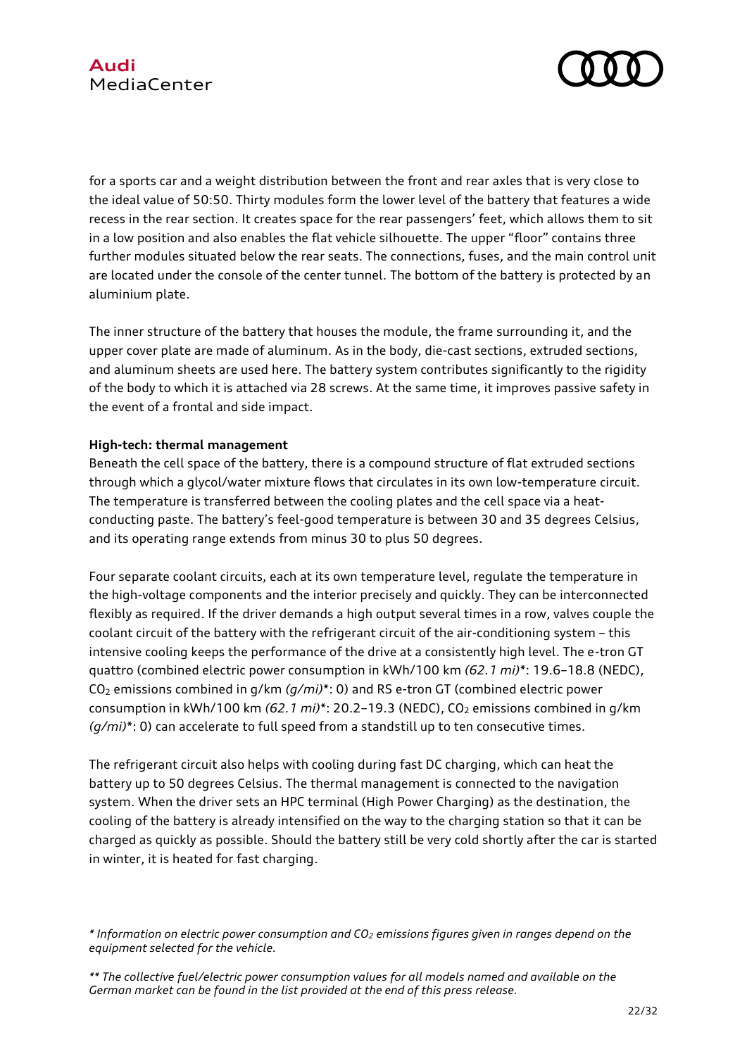for a sports car and a weight distribution between the front and rear axles that is very close to the ideal value of 50:50. Thirty modules form the lower level of the battery that features a wide recess in the rear section. It creates space for the rear passengers' feet, which allows them to sit in a low position and also enables the flat vehicle silhouette. The upper "floor" contains three further modules situated below the rear seats. The connections, fuses, and the main control unit are located under the console of the center tunnel. The bottom of the battery is protected by an aluminium plate.

The inner structure of the battery that houses the module, the frame surrounding it, and the upper cover plate are made of aluminum. As in the body, die-cast sections, extruded sections, and aluminum sheets are used here. The battery system contributes significantly to the rigidity of the body to which it is attached via 28 screws. At the same time, it improves passive safety in the event of a frontal and side impact.

**High-tech: thermal management**

Beneath the cell space of the battery, there is a compound structure of flat extruded sections through which a glycol/water mixture flows that circulates in its own low-temperature circuit. The temperature is transferred between the cooling plates and the cell space via a heat-conducting paste. The battery's feel-good temperature is between 30 and 35 degrees Celsius, and its operating range extends from minus 30 to plus 50 degrees.

Four separate coolant circuits, each at its own temperature level, regulate the temperature in the high-voltage components and the interior precisely and quickly. They can be interconnected flexibly as required. If the driver demands a high output several times in a row, valves couple the coolant circuit of the battery with the refrigerant circuit of the air-conditioning system – this intensive cooling keeps the performance of the drive at a consistently high level. The e-tron GT quattro (combined electric power consumption in kWh/100 km *(62.1 mi)**: 19.6–18.8 (NEDC), $CO_2$ emissions combined in g/km *(g/mi)**: 0) and RS e-tron GT (combined electric power consumption in kWh/100 km *(62.1 mi)**: 20.2–19.3 (NEDC), $CO_2$ emissions combined in g/km *(g/mi)**: 0) can accelerate to full speed from a standstill up to ten consecutive times.

The refrigerant circuit also helps with cooling during fast DC charging, which can heat the battery up to 50 degrees Celsius. The thermal management is connected to the navigation system. When the driver sets an HPC terminal (High Power Charging) as the destination, the cooling of the battery is already intensified on the way to the charging station so that it can be charged as quickly as possible. Should the battery still be very cold shortly after the car is started in winter, it is heated for fast charging.

*\* Information on electric power consumption and $CO_2$ emissions figures given in ranges depend on the equipment selected for the vehicle.*

*\*\* The collective fuel/electric power consumption values for all models named and available on the German market can be found in the list provided at the end of this press release.*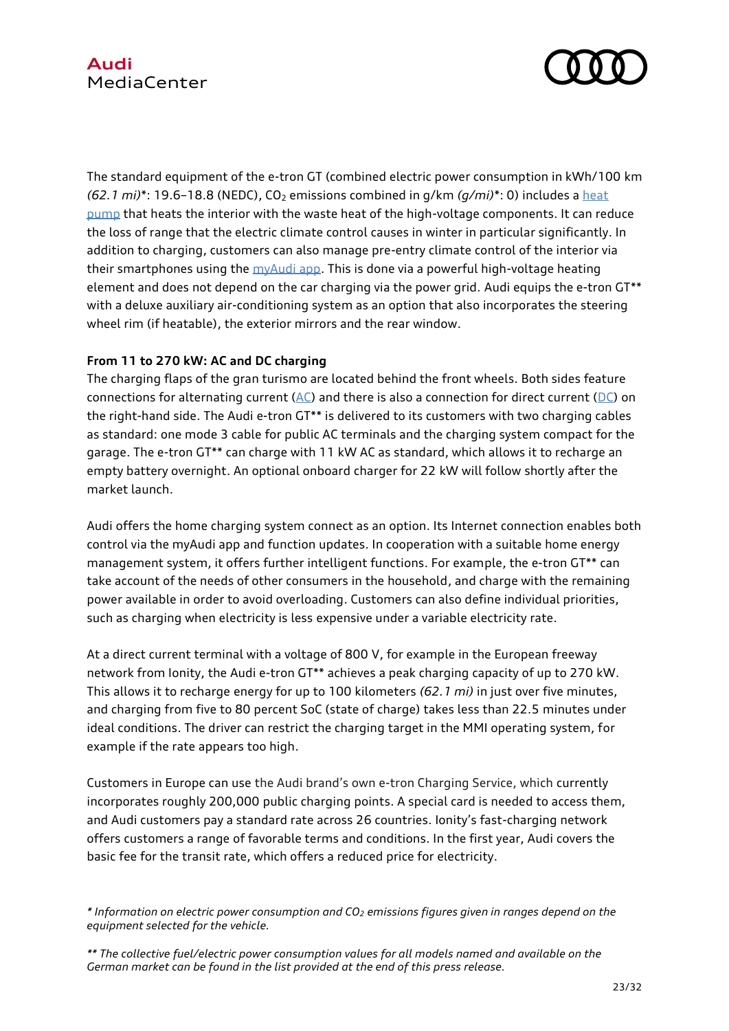The standard equipment of the e-tron GT (combined electric power consumption in kWh/100 km *(62.1 mi)**: 19.6–18.8 (NEDC), $CO_2$ emissions combined in g/km *(g/mi)**: 0) includes a heat pump that heats the interior with the waste heat of the high-voltage components. It can reduce the loss of range that the electric climate control causes in winter in particular significantly. In addition to charging, customers can also manage pre-entry climate control of the interior via their smartphones using the myAudi app. This is done via a powerful high-voltage heating element and does not depend on the car charging via the power grid. Audi equips the e-tron GT** with a deluxe auxiliary air-conditioning system as an option that also incorporates the steering wheel rim (if heatable), the exterior mirrors and the rear window.

**From 11 to 270 kW: AC and DC charging**

The charging flaps of the gran turismo are located behind the front wheels. Both sides feature connections for alternating current (AC) and there is also a connection for direct current (DC) on the right-hand side. The Audi e-tron GT** is delivered to its customers with two charging cables as standard: one mode 3 cable for public AC terminals and the charging system compact for the garage. The e-tron GT** can charge with 11 kW AC as standard, which allows it to recharge an empty battery overnight. An optional onboard charger for 22 kW will follow shortly after the market launch.

Audi offers the home charging system connect as an option. Its Internet connection enables both control via the myAudi app and function updates. In cooperation with a suitable home energy management system, it offers further intelligent functions. For example, the e-tron GT** can take account of the needs of other consumers in the household, and charge with the remaining power available in order to avoid overloading. Customers can also define individual priorities, such as charging when electricity is less expensive under a variable electricity rate.

At a direct current terminal with a voltage of 800 V, for example in the European freeway network from Ionity, the Audi e-tron GT** achieves a peak charging capacity of up to 270 kW. This allows it to recharge energy for up to 100 kilometers *(62.1 mi)* in just over five minutes, and charging from five to 80 percent SoC (state of charge) takes less than 22.5 minutes under ideal conditions. The driver can restrict the charging target in the MMI operating system, for example if the rate appears too high.

Customers in Europe can use the Audi brand's own e-tron Charging Service, which currently incorporates roughly 200,000 public charging points. A special card is needed to access them, and Audi customers pay a standard rate across 26 countries. Ionity's fast-charging network offers customers a range of favorable terms and conditions. In the first year, Audi covers the basic fee for the transit rate, which offers a reduced price for electricity.

*\* Information on electric power consumption and $CO_2$ emissions figures given in ranges depend on the equipment selected for the vehicle.*

*\*\* The collective fuel/electric power consumption values for all models named and available on the German market can be found in the list provided at the end of this press release.*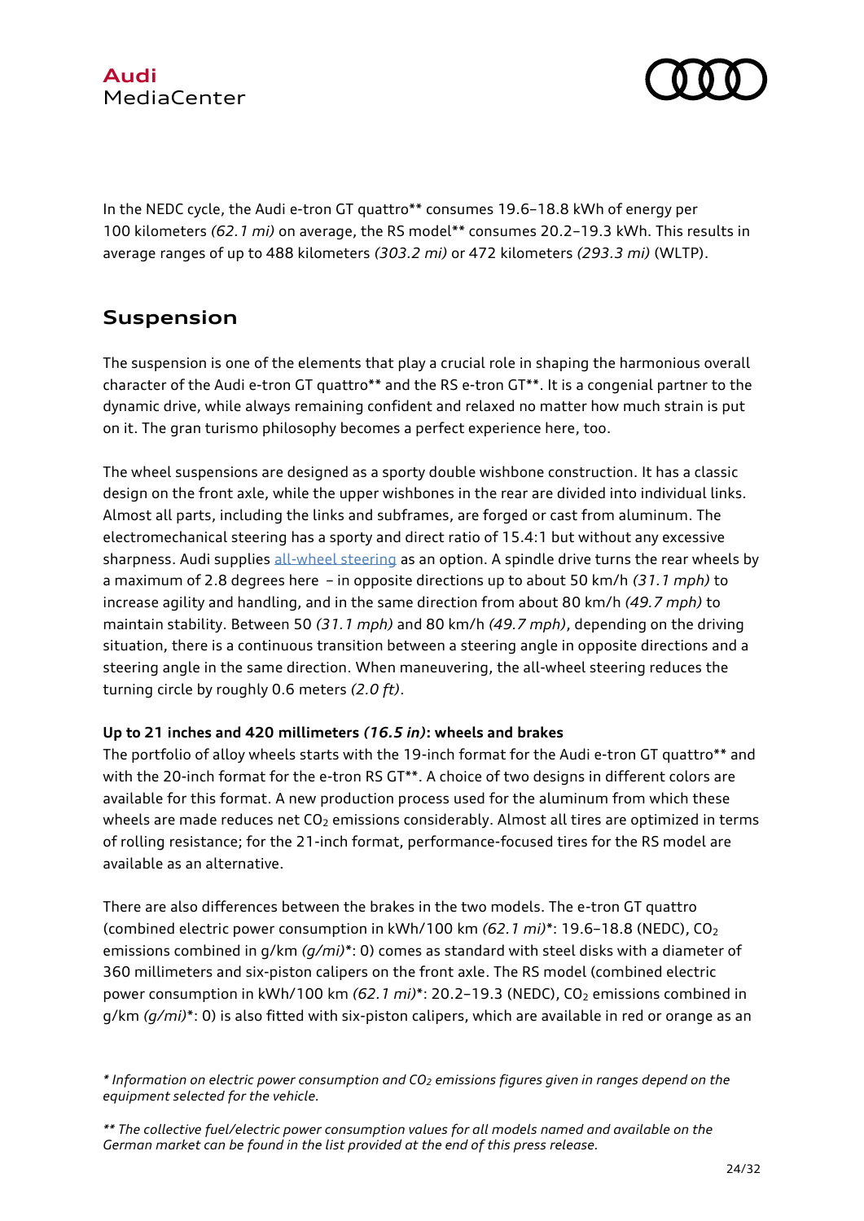In the NEDC cycle, the Audi e-tron GT quattro** consumes 19.6–18.8 kWh of energy per 100 kilometers *(62.1 mi)* on average, the RS model** consumes 20.2–19.3 kWh. This results in average ranges of up to 488 kilometers *(303.2 mi)* or 472 kilometers *(293.3 mi)* (WLTP).

## Suspension

The suspension is one of the elements that play a crucial role in shaping the harmonious overall character of the Audi e-tron GT quattro** and the RS e-tron GT**. It is a congenial partner to the dynamic drive, while always remaining confident and relaxed no matter how much strain is put on it. The gran turismo philosophy becomes a perfect experience here, too.

The wheel suspensions are designed as a sporty double wishbone construction. It has a classic design on the front axle, while the upper wishbones in the rear are divided into individual links. Almost all parts, including the links and subframes, are forged or cast from aluminum. The electromechanical steering has a sporty and direct ratio of 15.4:1 but without any excessive sharpness. Audi supplies all-wheel steering as an option. A spindle drive turns the rear wheels by a maximum of 2.8 degrees here – in opposite directions up to about 50 km/h *(31.1 mph)* to increase agility and handling, and in the same direction from about 80 km/h *(49.7 mph)* to maintain stability. Between 50 *(31.1 mph)* and 80 km/h *(49.7 mph)*, depending on the driving situation, there is a continuous transition between a steering angle in opposite directions and a steering angle in the same direction. When maneuvering, the all-wheel steering reduces the turning circle by roughly 0.6 meters *(2.0 ft)*.

**Up to 21 inches and 420 millimeters *(16.5 in)*: wheels and brakes**

The portfolio of alloy wheels starts with the 19-inch format for the Audi e-tron GT quattro** and with the 20-inch format for the e-tron RS GT**. A choice of two designs in different colors are available for this format. A new production process used for the aluminum from which these wheels are made reduces net $CO_2$ emissions considerably. Almost all tires are optimized in terms of rolling resistance; for the 21-inch format, performance-focused tires for the RS model are available as an alternative.

There are also differences between the brakes in the two models. The e-tron GT quattro (combined electric power consumption in kWh/100 km *(62.1 mi)**: 19.6–18.8 (NEDC), $CO_2$ emissions combined in g/km *(g/mi)**: 0) comes as standard with steel disks with a diameter of 360 millimeters and six-piston calipers on the front axle. The RS model (combined electric power consumption in kWh/100 km *(62.1 mi)**: 20.2–19.3 (NEDC), $CO_2$ emissions combined in g/km *(g/mi)**: 0) is also fitted with six-piston calipers, which are available in red or orange as an

*\* Information on electric power consumption and $CO_2$ emissions figures given in ranges depend on the equipment selected for the vehicle.*

*\*\* The collective fuel/electric power consumption values for all models named and available on the German market can be found in the list provided at the end of this press release.*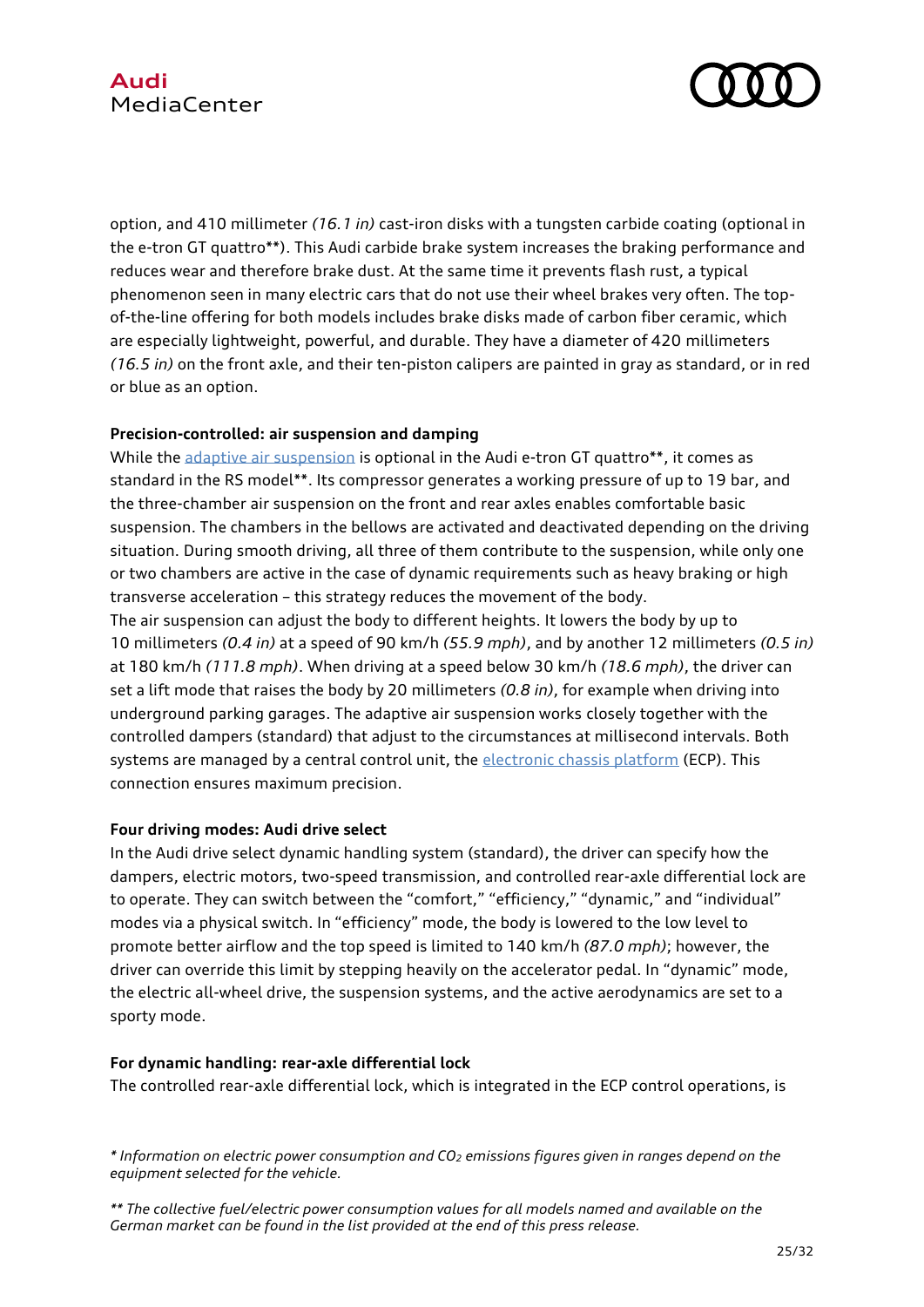option, and 410 millimeter *(16.1 in)* cast-iron disks with a tungsten carbide coating (optional in the e-tron GT quattro**). This Audi carbide brake system increases the braking performance and reduces wear and therefore brake dust. At the same time it prevents flash rust, a typical phenomenon seen in many electric cars that do not use their wheel brakes very often. The top-of-the-line offering for both models includes brake disks made of carbon fiber ceramic, which are especially lightweight, powerful, and durable. They have a diameter of 420 millimeters *(16.5 in)* on the front axle, and their ten-piston calipers are painted in gray as standard, or in red or blue as an option.

**Precision-controlled: air suspension and damping**

While the adaptive air suspension is optional in the Audi e-tron GT quattro**, it comes as standard in the RS model**. Its compressor generates a working pressure of up to 19 bar, and the three-chamber air suspension on the front and rear axles enables comfortable basic suspension. The chambers in the bellows are activated and deactivated depending on the driving situation. During smooth driving, all three of them contribute to the suspension, while only one or two chambers are active in the case of dynamic requirements such as heavy braking or high transverse acceleration – this strategy reduces the movement of the body.

The air suspension can adjust the body to different heights. It lowers the body by up to 10 millimeters *(0.4 in)* at a speed of 90 km/h *(55.9 mph)*, and by another 12 millimeters *(0.5 in)* at 180 km/h *(111.8 mph)*. When driving at a speed below 30 km/h *(18.6 mph)*, the driver can set a lift mode that raises the body by 20 millimeters *(0.8 in)*, for example when driving into underground parking garages. The adaptive air suspension works closely together with the controlled dampers (standard) that adjust to the circumstances at millisecond intervals. Both systems are managed by a central control unit, the electronic chassis platform (ECP). This connection ensures maximum precision.

**Four driving modes: Audi drive select**

In the Audi drive select dynamic handling system (standard), the driver can specify how the dampers, electric motors, two-speed transmission, and controlled rear-axle differential lock are to operate. They can switch between the "comfort," "efficiency," "dynamic," and "individual" modes via a physical switch. In "efficiency" mode, the body is lowered to the low level to promote better airflow and the top speed is limited to 140 km/h *(87.0 mph)*; however, the driver can override this limit by stepping heavily on the accelerator pedal. In "dynamic" mode, the electric all-wheel drive, the suspension systems, and the active aerodynamics are set to a sporty mode.

**For dynamic handling: rear-axle differential lock**

The controlled rear-axle differential lock, which is integrated in the ECP control operations, is

*\* Information on electric power consumption and $CO_2$ emissions figures given in ranges depend on the equipment selected for the vehicle.*

*\*\* The collective fuel/electric power consumption values for all models named and available on the German market can be found in the list provided at the end of this press release.*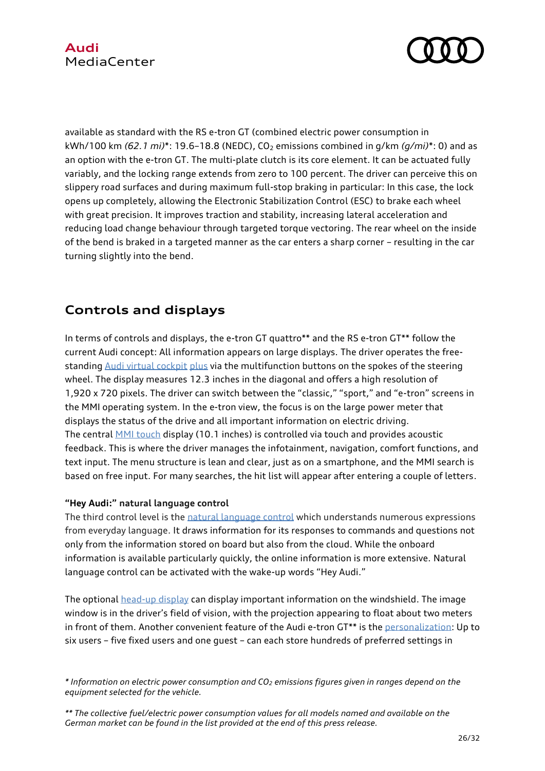available as standard with the RS e-tron GT (combined electric power consumption in kWh/100 km *(62.1 mi)**: 19.6–18.8 (NEDC), $CO_2$ emissions combined in g/km *(g/mi)**: 0) and as an option with the e-tron GT. The multi-plate clutch is its core element. It can be actuated fully variably, and the locking range extends from zero to 100 percent. The driver can perceive this on slippery road surfaces and during maximum full-stop braking in particular: In this case, the lock opens up completely, allowing the Electronic Stabilization Control (ESC) to brake each wheel with great precision. It improves traction and stability, increasing lateral acceleration and reducing load change behaviour through targeted torque vectoring. The rear wheel on the inside of the bend is braked in a targeted manner as the car enters a sharp corner – resulting in the car turning slightly into the bend.

## Controls and displays

In terms of controls and displays, the e-tron GT quattro** and the RS e-tron GT** follow the current Audi concept: All information appears on large displays. The driver operates the free-standing Audi virtual cockpit plus via the multifunction buttons on the spokes of the steering wheel. The display measures 12.3 inches in the diagonal and offers a high resolution of 1,920 x 720 pixels. The driver can switch between the "classic," "sport," and "e-tron" screens in the MMI operating system. In the e-tron view, the focus is on the large power meter that displays the status of the drive and all important information on electric driving.
The central MMI touch display (10.1 inches) is controlled via touch and provides acoustic feedback. This is where the driver manages the infotainment, navigation, comfort functions, and text input. The menu structure is lean and clear, just as on a smartphone, and the MMI search is based on free input. For many searches, the hit list will appear after entering a couple of letters.

**"Hey Audi:" natural language control**
The third control level is the natural language control which understands numerous expressions from everyday language. It draws information for its responses to commands and questions not only from the information stored on board but also from the cloud. While the onboard information is available particularly quickly, the online information is more extensive. Natural language control can be activated with the wake-up words "Hey Audi."

The optional head-up display can display important information on the windshield. The image window is in the driver's field of vision, with the projection appearing to float about two meters in front of them. Another convenient feature of the Audi e-tron GT** is the personalization: Up to six users – five fixed users and one guest – can each store hundreds of preferred settings in

*\* Information on electric power consumption and $CO_2$ emissions figures given in ranges depend on the equipment selected for the vehicle.*

*\*\* The collective fuel/electric power consumption values for all models named and available on the German market can be found in the list provided at the end of this press release.*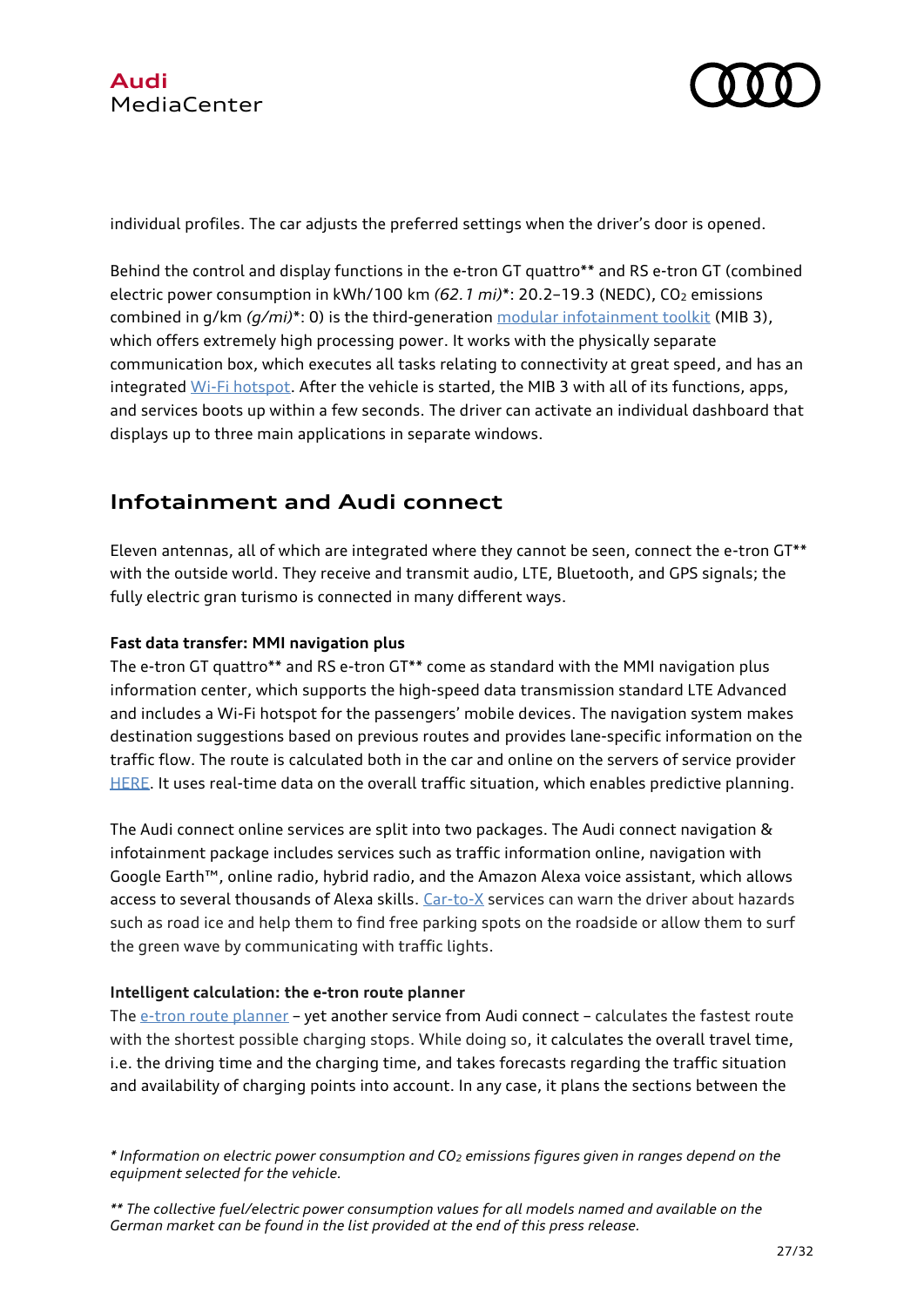individual profiles. The car adjusts the preferred settings when the driver's door is opened.

Behind the control and display functions in the e-tron GT quattro** and RS e-tron GT (combined electric power consumption in kWh/100 km *(62.1 mi)**: 20.2–19.3 (NEDC), $CO_2$ emissions combined in g/km *(g/mi)**: 0) is the third-generation modular infotainment toolkit (MIB 3), which offers extremely high processing power. It works with the physically separate communication box, which executes all tasks relating to connectivity at great speed, and has an integrated Wi-Fi hotspot. After the vehicle is started, the MIB 3 with all of its functions, apps, and services boots up within a few seconds. The driver can activate an individual dashboard that displays up to three main applications in separate windows.

## Infotainment and Audi connect

Eleven antennas, all of which are integrated where they cannot be seen, connect the e-tron GT** with the outside world. They receive and transmit audio, LTE, Bluetooth, and GPS signals; the fully electric gran turismo is connected in many different ways.

**Fast data transfer: MMI navigation plus**

The e-tron GT quattro** and RS e-tron GT** come as standard with the MMI navigation plus information center, which supports the high-speed data transmission standard LTE Advanced and includes a Wi-Fi hotspot for the passengers' mobile devices. The navigation system makes destination suggestions based on previous routes and provides lane-specific information on the traffic flow. The route is calculated both in the car and online on the servers of service provider HERE. It uses real-time data on the overall traffic situation, which enables predictive planning.

The Audi connect online services are split into two packages. The Audi connect navigation & infotainment package includes services such as traffic information online, navigation with Google Earth™, online radio, hybrid radio, and the Amazon Alexa voice assistant, which allows access to several thousands of Alexa skills. Car-to-X services can warn the driver about hazards such as road ice and help them to find free parking spots on the roadside or allow them to surf the green wave by communicating with traffic lights.

**Intelligent calculation: the e-tron route planner**

The e-tron route planner – yet another service from Audi connect – calculates the fastest route with the shortest possible charging stops. While doing so, it calculates the overall travel time, i.e. the driving time and the charging time, and takes forecasts regarding the traffic situation and availability of charging points into account. In any case, it plans the sections between the

*\* Information on electric power consumption and $CO_2$ emissions figures given in ranges depend on the equipment selected for the vehicle.*

*\*\* The collective fuel/electric power consumption values for all models named and available on the German market can be found in the list provided at the end of this press release.*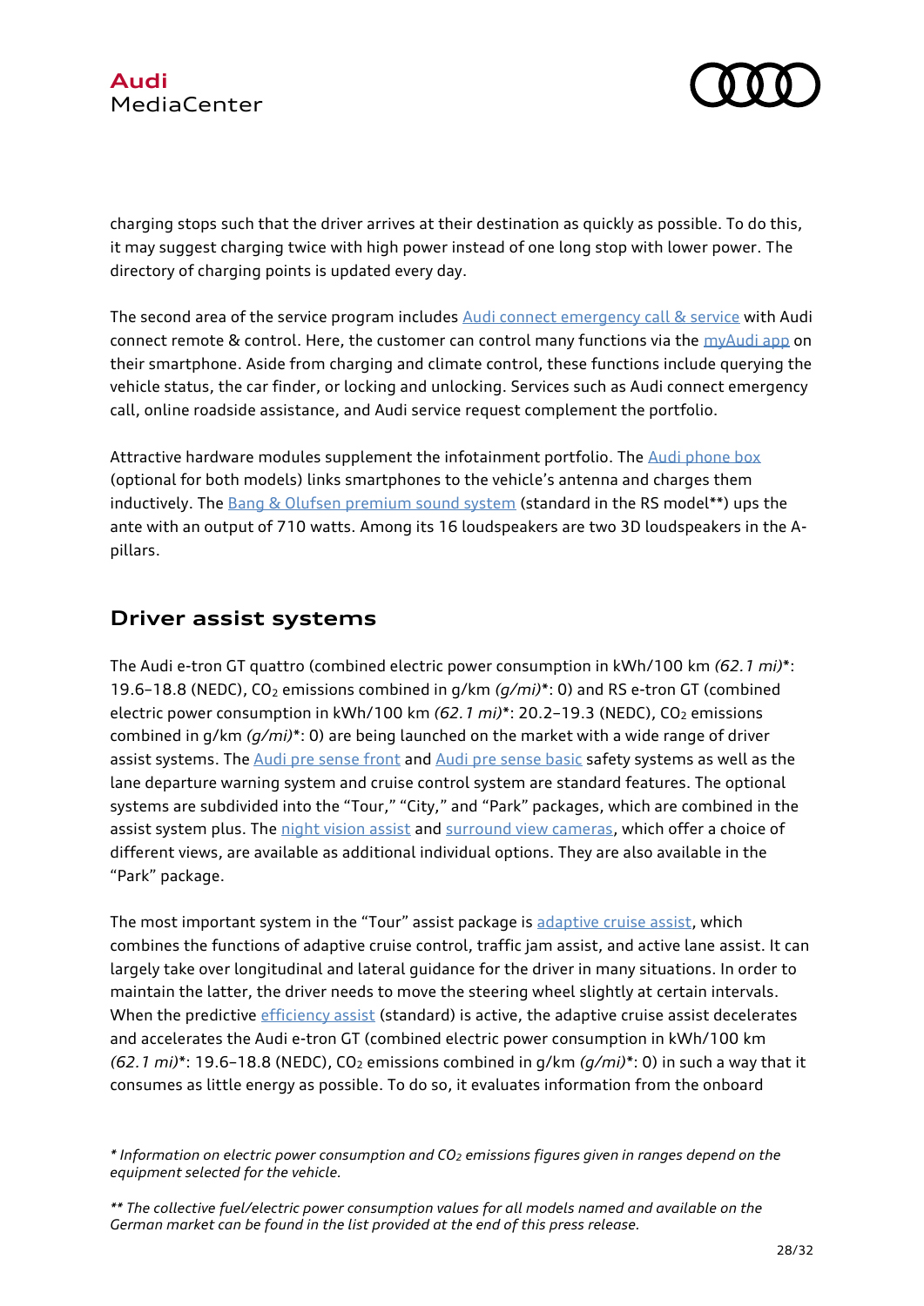charging stops such that the driver arrives at their destination as quickly as possible. To do this, it may suggest charging twice with high power instead of one long stop with lower power. The directory of charging points is updated every day.

The second area of the service program includes Audi connect emergency call & service with Audi connect remote & control. Here, the customer can control many functions via the myAudi app on their smartphone. Aside from charging and climate control, these functions include querying the vehicle status, the car finder, or locking and unlocking. Services such as Audi connect emergency call, online roadside assistance, and Audi service request complement the portfolio.

Attractive hardware modules supplement the infotainment portfolio. The Audi phone box (optional for both models) links smartphones to the vehicle's antenna and charges them inductively. The Bang & Olufsen premium sound system (standard in the RS model**) ups the ante with an output of 710 watts. Among its 16 loudspeakers are two 3D loudspeakers in the A-pillars.

## Driver assist systems

The Audi e-tron GT quattro (combined electric power consumption in kWh/100 km *(62.1 mi)**: 19.6–18.8 (NEDC), $CO_2$ emissions combined in g/km *(g/mi)**: 0) and RS e-tron GT (combined electric power consumption in kWh/100 km *(62.1 mi)**: 20.2–19.3 (NEDC), $CO_2$ emissions combined in g/km *(g/mi)**: 0) are being launched on the market with a wide range of driver assist systems. The Audi pre sense front and Audi pre sense basic safety systems as well as the lane departure warning system and cruise control system are standard features. The optional systems are subdivided into the "Tour," "City," and "Park" packages, which are combined in the assist system plus. The night vision assist and surround view cameras, which offer a choice of different views, are available as additional individual options. They are also available in the "Park" package.

The most important system in the "Tour" assist package is adaptive cruise assist, which combines the functions of adaptive cruise control, traffic jam assist, and active lane assist. It can largely take over longitudinal and lateral guidance for the driver in many situations. In order to maintain the latter, the driver needs to move the steering wheel slightly at certain intervals. When the predictive efficiency assist (standard) is active, the adaptive cruise assist decelerates and accelerates the Audi e-tron GT (combined electric power consumption in kWh/100 km *(62.1 mi)**: 19.6–18.8 (NEDC), $CO_2$ emissions combined in g/km *(g/mi)**: 0) in such a way that it consumes as little energy as possible. To do so, it evaluates information from the onboard

*\* Information on electric power consumption and $CO_2$ emissions figures given in ranges depend on the equipment selected for the vehicle.*

*\*\* The collective fuel/electric power consumption values for all models named and available on the German market can be found in the list provided at the end of this press release.*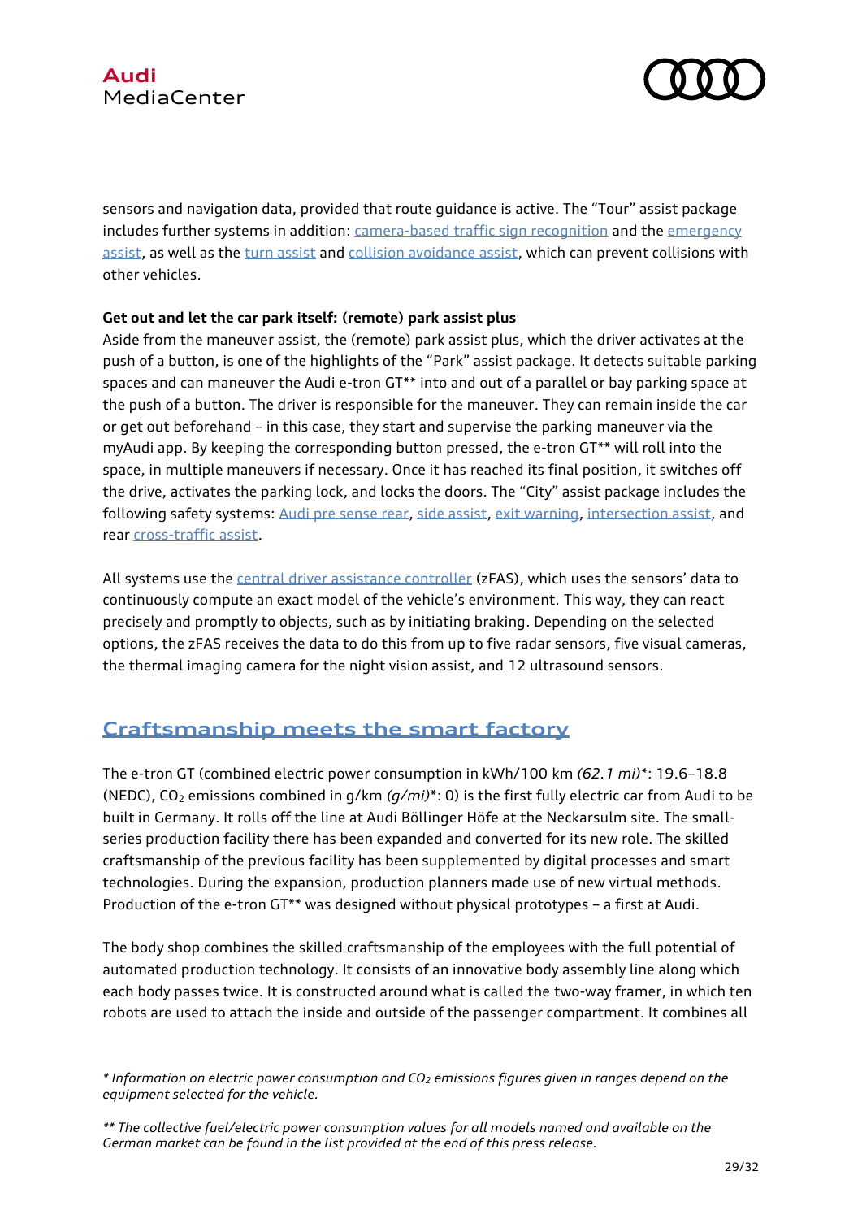sensors and navigation data, provided that route guidance is active. The "Tour" assist package includes further systems in addition: camera-based traffic sign recognition and the emergency assist, as well as the turn assist and collision avoidance assist, which can prevent collisions with other vehicles.

**Get out and let the car park itself: (remote) park assist plus**

Aside from the maneuver assist, the (remote) park assist plus, which the driver activates at the push of a button, is one of the highlights of the "Park" assist package. It detects suitable parking spaces and can maneuver the Audi e-tron GT** into and out of a parallel or bay parking space at the push of a button. The driver is responsible for the maneuver. They can remain inside the car or get out beforehand – in this case, they start and supervise the parking maneuver via the myAudi app. By keeping the corresponding button pressed, the e-tron GT** will roll into the space, in multiple maneuvers if necessary. Once it has reached its final position, it switches off the drive, activates the parking lock, and locks the doors. The "City" assist package includes the following safety systems: Audi pre sense rear, side assist, exit warning, intersection assist, and rear cross-traffic assist.

All systems use the central driver assistance controller (zFAS), which uses the sensors' data to continuously compute an exact model of the vehicle's environment. This way, they can react precisely and promptly to objects, such as by initiating braking. Depending on the selected options, the zFAS receives the data to do this from up to five radar sensors, five visual cameras, the thermal imaging camera for the night vision assist, and 12 ultrasound sensors.

## Craftsmanship meets the smart factory

The e-tron GT (combined electric power consumption in kWh/100 km *(62.1 mi)**: 19.6–18.8 (NEDC), $CO_2$ emissions combined in g/km *(g/mi)**: 0) is the first fully electric car from Audi to be built in Germany. It rolls off the line at Audi Böllinger Höfe at the Neckarsulm site. The small-series production facility there has been expanded and converted for its new role. The skilled craftsmanship of the previous facility has been supplemented by digital processes and smart technologies. During the expansion, production planners made use of new virtual methods. Production of the e-tron GT** was designed without physical prototypes – a first at Audi.

The body shop combines the skilled craftsmanship of the employees with the full potential of automated production technology. It consists of an innovative body assembly line along which each body passes twice. It is constructed around what is called the two-way framer, in which ten robots are used to attach the inside and outside of the passenger compartment. It combines all

*\* Information on electric power consumption and $CO_2$ emissions figures given in ranges depend on the equipment selected for the vehicle.*

*\*\* The collective fuel/electric power consumption values for all models named and available on the German market can be found in the list provided at the end of this press release.*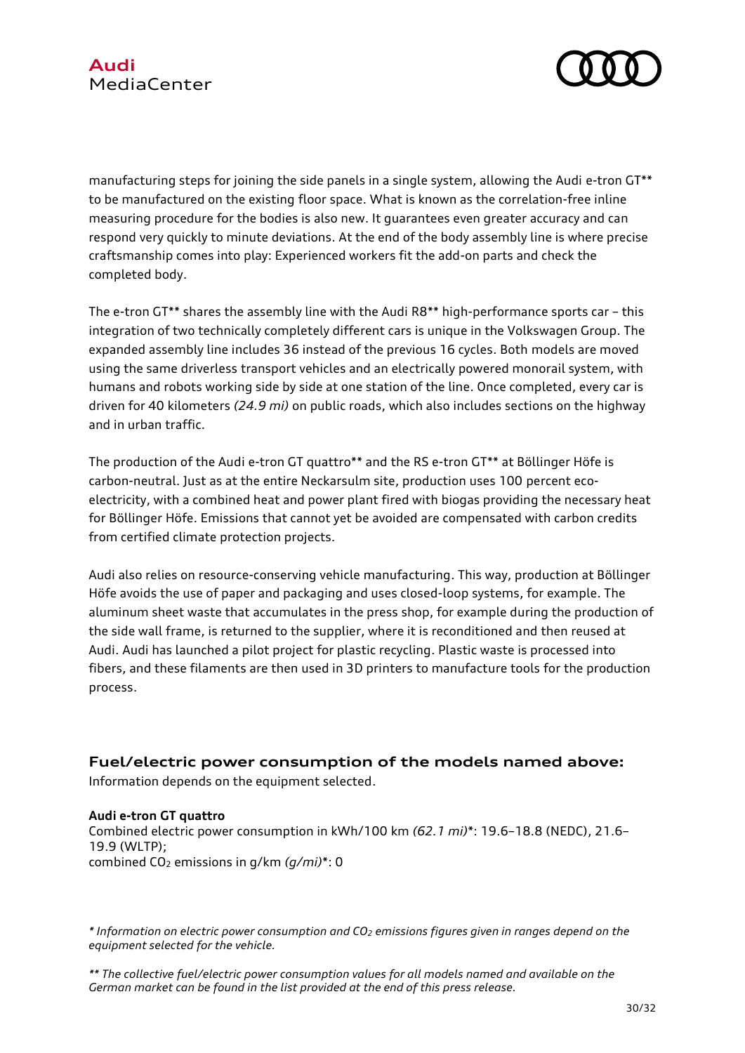manufacturing steps for joining the side panels in a single system, allowing the Audi e-tron GT** to be manufactured on the existing floor space. What is known as the correlation-free inline measuring procedure for the bodies is also new. It guarantees even greater accuracy and can respond very quickly to minute deviations. At the end of the body assembly line is where precise craftsmanship comes into play: Experienced workers fit the add-on parts and check the completed body.

The e-tron GT** shares the assembly line with the Audi R8** high-performance sports car – this integration of two technically completely different cars is unique in the Volkswagen Group. The expanded assembly line includes 36 instead of the previous 16 cycles. Both models are moved using the same driverless transport vehicles and an electrically powered monorail system, with humans and robots working side by side at one station of the line. Once completed, every car is driven for 40 kilometers *(24.9 mi)* on public roads, which also includes sections on the highway and in urban traffic.

The production of the Audi e-tron GT quattro** and the RS e-tron GT** at Böllinger Höfe is carbon-neutral. Just as at the entire Neckarsulm site, production uses 100 percent eco-electricity, with a combined heat and power plant fired with biogas providing the necessary heat for Böllinger Höfe. Emissions that cannot yet be avoided are compensated with carbon credits from certified climate protection projects.

Audi also relies on resource-conserving vehicle manufacturing. This way, production at Böllinger Höfe avoids the use of paper and packaging and uses closed-loop systems, for example. The aluminum sheet waste that accumulates in the press shop, for example during the production of the side wall frame, is returned to the supplier, where it is reconditioned and then reused at Audi. Audi has launched a pilot project for plastic recycling. Plastic waste is processed into fibers, and these filaments are then used in 3D printers to manufacture tools for the production process.

## Fuel/electric power consumption of the models named above:

Information depends on the equipment selected.

**Audi e-tron GT quattro**
Combined electric power consumption in kWh/100 km *(62.1 mi)**: 19.6–18.8 (NEDC), 21.6–19.9 (WLTP);
combined $CO_2$ emissions in g/km *(g/mi)**: 0

*\* Information on electric power consumption and $CO_2$ emissions figures given in ranges depend on the equipment selected for the vehicle.*

*\*\* The collective fuel/electric power consumption values for all models named and available on the German market can be found in the list provided at the end of this press release.*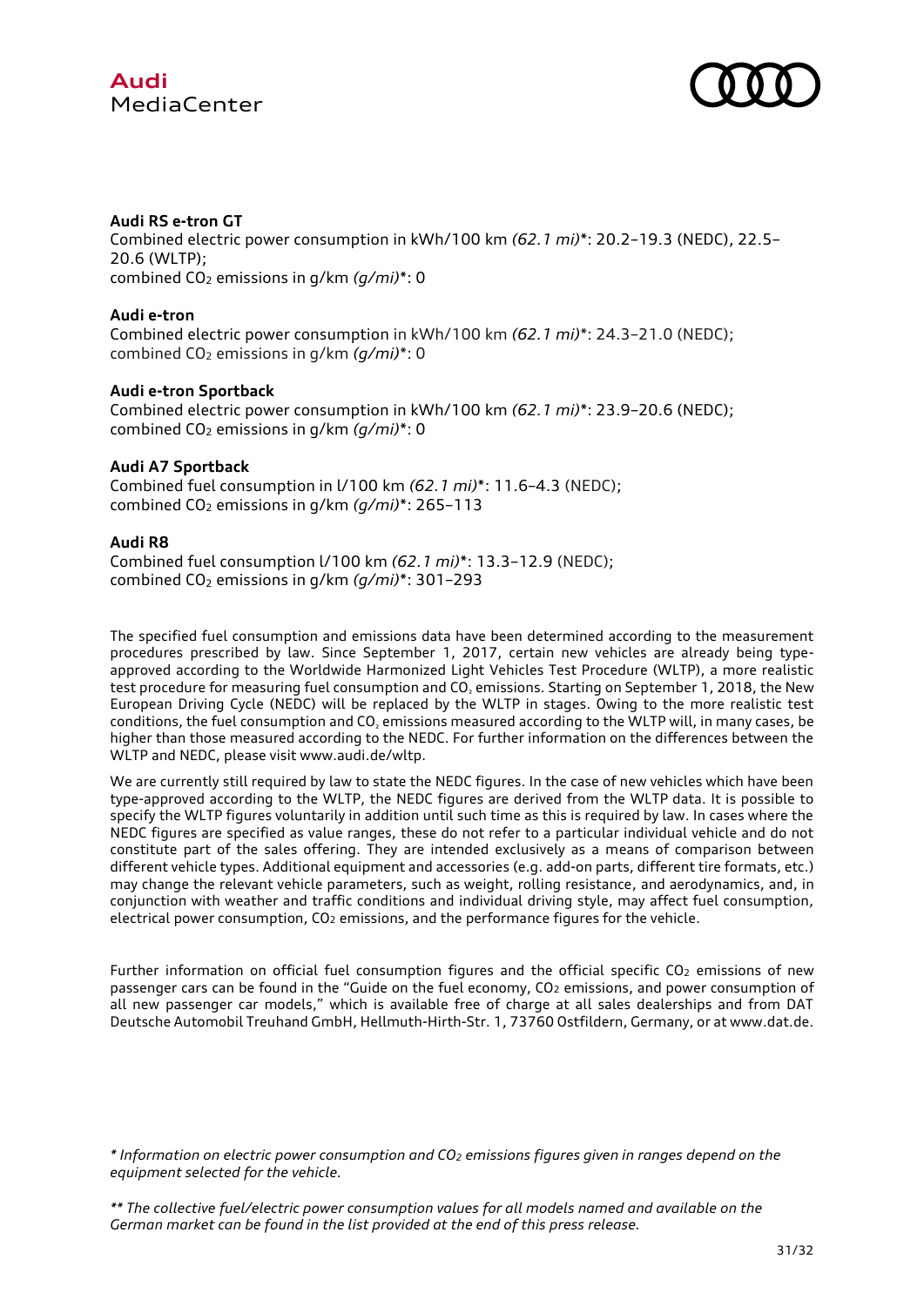**Audi RS e-tron GT**
Combined electric power consumption in kWh/100 km *(62.1 mi)**: 20.2–19.3 (NEDC), 22.5–20.6 (WLTP);
combined $CO_2$ emissions in g/km *(g/mi)**: 0

**Audi e-tron**
Combined electric power consumption in kWh/100 km *(62.1 mi)**: 24.3–21.0 (NEDC);
combined $CO_2$ emissions in g/km *(g/mi)**: 0

**Audi e-tron Sportback**
Combined electric power consumption in kWh/100 km *(62.1 mi)**: 23.9–20.6 (NEDC);
combined $CO_2$ emissions in g/km *(g/mi)**: 0

**Audi A7 Sportback**
Combined fuel consumption in l/100 km *(62.1 mi)**: 11.6–4.3 (NEDC);
combined $CO_2$ emissions in g/km *(g/mi)**: 265–113

**Audi R8**
Combined fuel consumption l/100 km *(62.1 mi)**: 13.3–12.9 (NEDC);
combined $CO_2$ emissions in g/km *(g/mi)**: 301–293

The specified fuel consumption and emissions data have been determined according to the measurement procedures prescribed by law. Since September 1, 2017, certain new vehicles are already being type-approved according to the Worldwide Harmonized Light Vehicles Test Procedure (WLTP), a more realistic test procedure for measuring fuel consumption and $CO_2$ emissions. Starting on September 1, 2018, the New European Driving Cycle (NEDC) will be replaced by the WLTP in stages. Owing to the more realistic test conditions, the fuel consumption and $CO_2$ emissions measured according to the WLTP will, in many cases, be higher than those measured according to the NEDC. For further information on the differences between the WLTP and NEDC, please visit www.audi.de/wltp.

We are currently still required by law to state the NEDC figures. In the case of new vehicles which have been type-approved according to the WLTP, the NEDC figures are derived from the WLTP data. It is possible to specify the WLTP figures voluntarily in addition until such time as this is required by law. In cases where the NEDC figures are specified as value ranges, these do not refer to a particular individual vehicle and do not constitute part of the sales offering. They are intended exclusively as a means of comparison between different vehicle types. Additional equipment and accessories (e.g. add-on parts, different tire formats, etc.) may change the relevant vehicle parameters, such as weight, rolling resistance, and aerodynamics, and, in conjunction with weather and traffic conditions and individual driving style, may affect fuel consumption, electrical power consumption, $CO_2$ emissions, and the performance figures for the vehicle.

Further information on official fuel consumption figures and the official specific $CO_2$ emissions of new passenger cars can be found in the "Guide on the fuel economy, $CO_2$ emissions, and power consumption of all new passenger car models," which is available free of charge at all sales dealerships and from DAT Deutsche Automobil Treuhand GmbH, Hellmuth-Hirth-Str. 1, 73760 Ostfildern, Germany, or at www.dat.de.

*\* Information on electric power consumption and $CO_2$ emissions figures given in ranges depend on the equipment selected for the vehicle.*

*\*\* The collective fuel/electric power consumption values for all models named and available on the German market can be found in the list provided at the end of this press release.*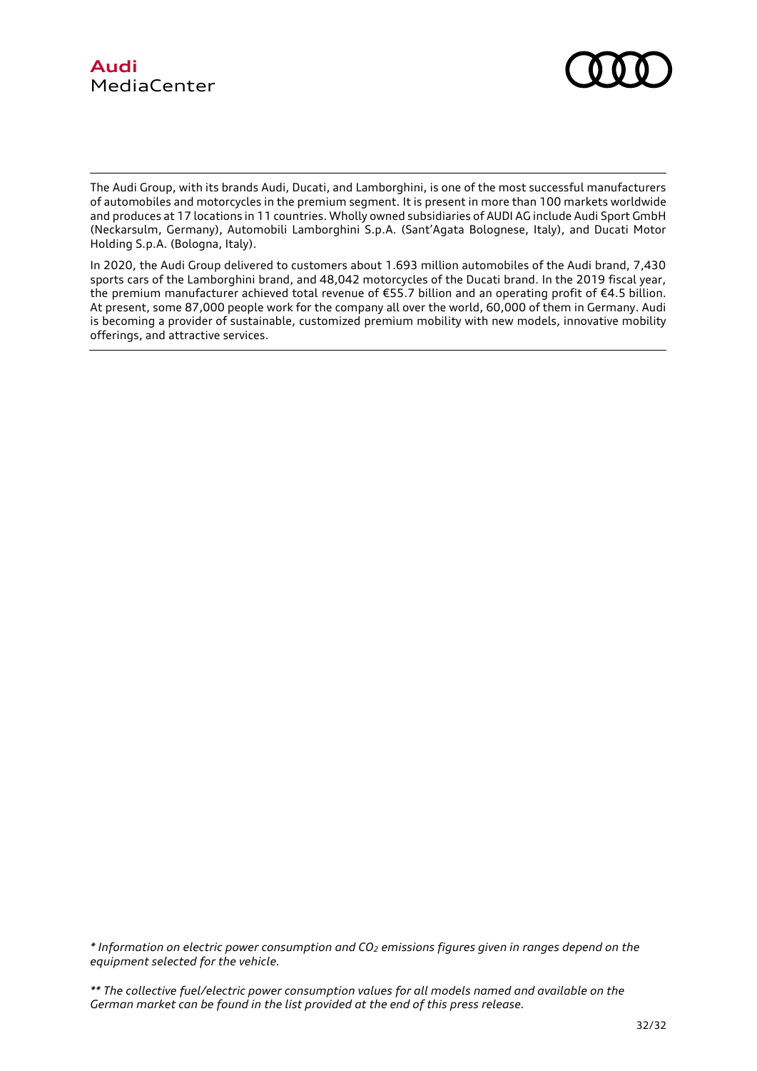The Audi Group, with its brands Audi, Ducati, and Lamborghini, is one of the most successful manufacturers of automobiles and motorcycles in the premium segment. It is present in more than 100 markets worldwide and produces at 17 locations in 11 countries. Wholly owned subsidiaries of AUDI AG include Audi Sport GmbH (Neckarsulm, Germany), Automobili Lamborghini S.p.A. (Sant'Agata Bolognese, Italy), and Ducati Motor Holding S.p.A. (Bologna, Italy).

In 2020, the Audi Group delivered to customers about 1.693 million automobiles of the Audi brand, 7,430 sports cars of the Lamborghini brand, and 48,042 motorcycles of the Ducati brand. In the 2019 fiscal year, the premium manufacturer achieved total revenue of €55.7 billion and an operating profit of €4.5 billion. At present, some 87,000 people work for the company all over the world, 60,000 of them in Germany. Audi is becoming a provider of sustainable, customized premium mobility with new models, innovative mobility offerings, and attractive services.

*\* Information on electric power consumption and $CO_2$ emissions figures given in ranges depend on the equipment selected for the vehicle.*

*\*\* The collective fuel/electric power consumption values for all models named and available on the German market can be found in the list provided at the end of this press release.*